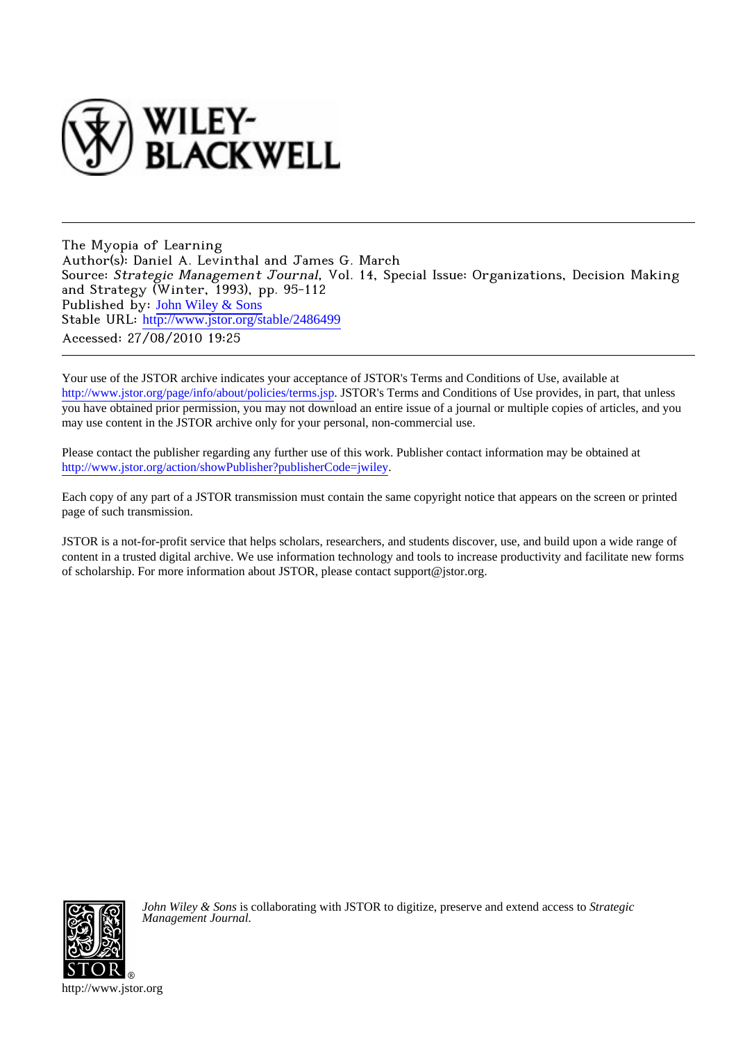The Myopia of Learning
Author(s): Daniel A. Levinthal and James G. March
Source: *Strategic Management Journal*, Vol. 14, Special Issue: Organizations, Decision Making and Strategy (Winter, 1993), pp. 95-112
Published by: John Wiley & Sons
Stable URL: http://www.jstor.org/stable/2486499
Accessed: 27/08/2010 19:25

---

Your use of the JSTOR archive indicates your acceptance of JSTOR's Terms and Conditions of Use, available at http://www.jstor.org/page/info/about/policies/terms.jsp. JSTOR's Terms and Conditions of Use provides, in part, that unless you have obtained prior permission, you may not download an entire issue of a journal or multiple copies of articles, and you may use content in the JSTOR archive only for your personal, non-commercial use.

Please contact the publisher regarding any further use of this work. Publisher contact information may be obtained at http://www.jstor.org/action/showPublisher?publisherCode=jwiley.

Each copy of any part of a JSTOR transmission must contain the same copyright notice that appears on the screen or printed page of such transmission.

JSTOR is a not-for-profit service that helps scholars, researchers, and students discover, use, and build upon a wide range of content in a trusted digital archive. We use information technology and tools to increase productivity and facilitate new forms of scholarship. For more information about JSTOR, please contact support@jstor.org.

*John Wiley & Sons* is collaborating with JSTOR to digitize, preserve and extend access to *Strategic Management Journal.*

http://www.jstor.org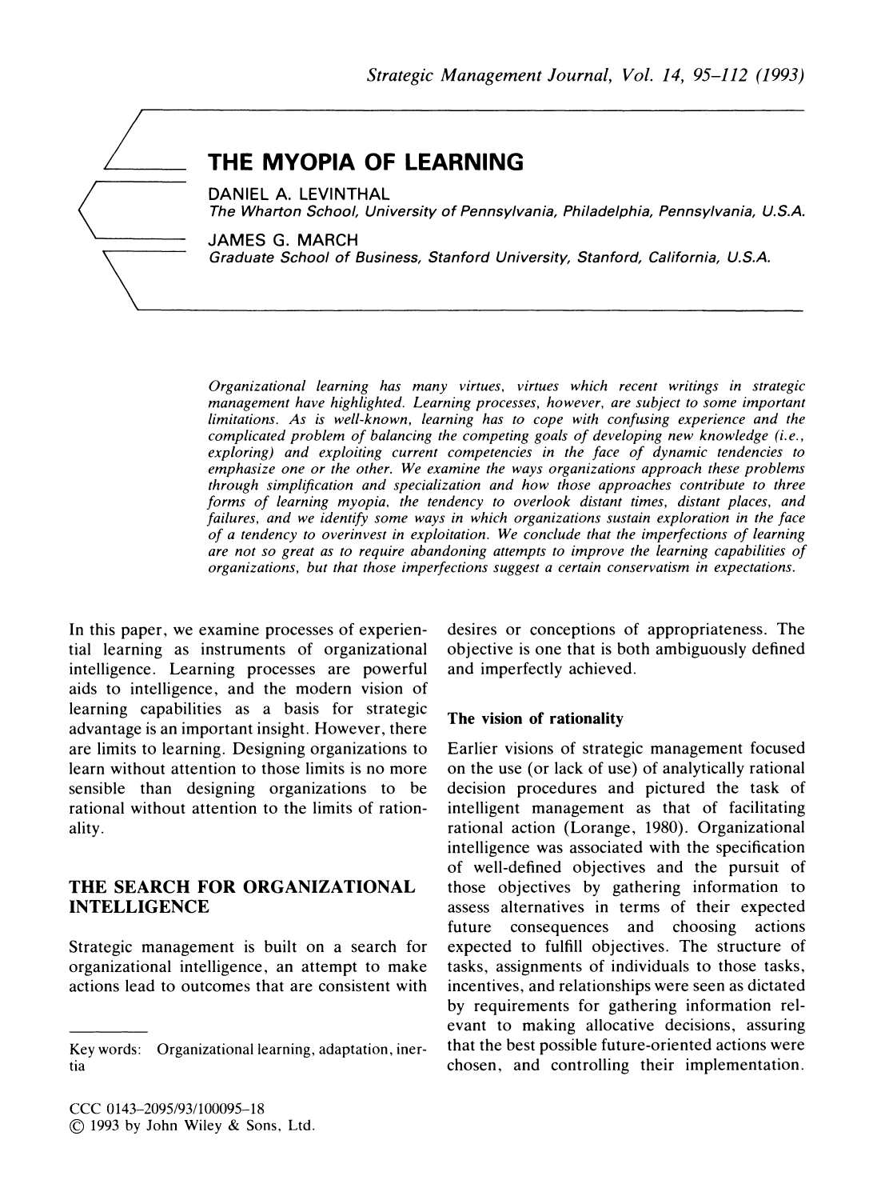# THE MYOPIA OF LEARNING

DANIEL A. LEVINTHAL
*The Wharton School, University of Pennsylvania, Philadelphia, Pennsylvania, U.S.A.*

JAMES G. MARCH
*Graduate School of Business, Stanford University, Stanford, California, U.S.A.*

*Organizational learning has many virtues, virtues which recent writings in strategic management have highlighted. Learning processes, however, are subject to some important limitations. As is well-known, learning has to cope with confusing experience and the complicated problem of balancing the competing goals of developing new knowledge (i.e., exploring) and exploiting current competencies in the face of dynamic tendencies to emphasize one or the other. We examine the ways organizations approach these problems through simplification and specialization and how those approaches contribute to three forms of learning myopia, the tendency to overlook distant times, distant places, and failures, and we identify some ways in which organizations sustain exploration in the face of a tendency to overinvest in exploitation. We conclude that the imperfections of learning are not so great as to require abandoning attempts to improve the learning capabilities of organizations, but that those imperfections suggest a certain conservatism in expectations.*

In this paper, we examine processes of experiential learning as instruments of organizational intelligence. Learning processes are powerful aids to intelligence, and the modern vision of learning capabilities as a basis for strategic advantage is an important insight. However, there are limits to learning. Designing organizations to learn without attention to those limits is no more sensible than designing organizations to be rational without attention to the limits of rationality.

## THE SEARCH FOR ORGANIZATIONAL INTELLIGENCE

Strategic management is built on a search for organizational intelligence, an attempt to make actions lead to outcomes that are consistent with desires or conceptions of appropriateness. The objective is one that is both ambiguously defined and imperfectly achieved.

### The vision of rationality

Earlier visions of strategic management focused on the use (or lack of use) of analytically rational decision procedures and pictured the task of intelligent management as that of facilitating rational action (Lorange, 1980). Organizational intelligence was associated with the specification of well-defined objectives and the pursuit of those objectives by gathering information to assess alternatives in terms of their expected future consequences and choosing actions expected to fulfill objectives. The structure of tasks, assignments of individuals to those tasks, incentives, and relationships were seen as dictated by requirements for gathering information relevant to making allocative decisions, assuring that the best possible future-oriented actions were chosen, and controlling their implementation.

Key words: Organizational learning, adaptation, inertia

CCC 0143–2095/93/100095–18
© 1993 by John Wiley & Sons, Ltd.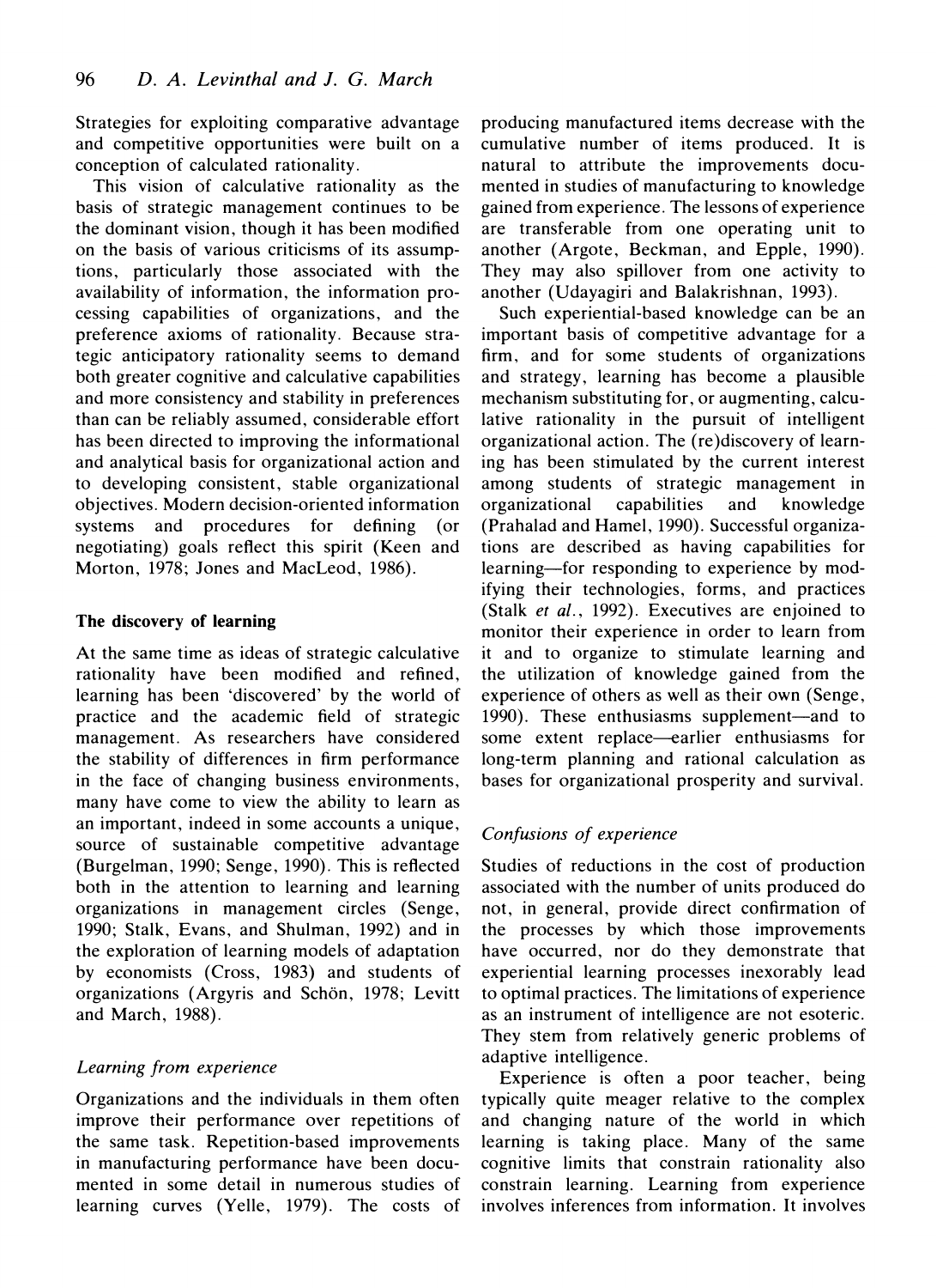Strategies for exploiting comparative advantage and competitive opportunities were built on a conception of calculated rationality.

This vision of calculative rationality as the basis of strategic management continues to be the dominant vision, though it has been modified on the basis of various criticisms of its assumptions, particularly those associated with the availability of information, the information processing capabilities of organizations, and the preference axioms of rationality. Because strategic anticipatory rationality seems to demand both greater cognitive and calculative capabilities and more consistency and stability in preferences than can be reliably assumed, considerable effort has been directed to improving the informational and analytical basis for organizational action and to developing consistent, stable organizational objectives. Modern decision-oriented information systems and procedures for defining (or negotiating) goals reflect this spirit (Keen and Morton, 1978; Jones and MacLeod, 1986).

## The discovery of learning

At the same time as ideas of strategic calculative rationality have been modified and refined, learning has been 'discovered' by the world of practice and the academic field of strategic management. As researchers have considered the stability of differences in firm performance in the face of changing business environments, many have come to view the ability to learn as an important, indeed in some accounts a unique, source of sustainable competitive advantage (Burgelman, 1990; Senge, 1990). This is reflected both in the attention to learning and learning organizations in management circles (Senge, 1990; Stalk, Evans, and Shulman, 1992) and in the exploration of learning models of adaptation by economists (Cross, 1983) and students of organizations (Argyris and Schön, 1978; Levitt and March, 1988).

### *Learning from experience*

Organizations and the individuals in them often improve their performance over repetitions of the same task. Repetition-based improvements in manufacturing performance have been documented in some detail in numerous studies of learning curves (Yelle, 1979). The costs of producing manufactured items decrease with the cumulative number of items produced. It is natural to attribute the improvements documented in studies of manufacturing to knowledge gained from experience. The lessons of experience are transferable from one operating unit to another (Argote, Beckman, and Epple, 1990). They may also spillover from one activity to another (Udayagiri and Balakrishnan, 1993).

Such experiential-based knowledge can be an important basis of competitive advantage for a firm, and for some students of organizations and strategy, learning has become a plausible mechanism substituting for, or augmenting, calculative rationality in the pursuit of intelligent organizational action. The (re)discovery of learning has been stimulated by the current interest among students of strategic management in organizational capabilities and knowledge (Prahalad and Hamel, 1990). Successful organizations are described as having capabilities for learning—for responding to experience by modifying their technologies, forms, and practices (Stalk *et al.*, 1992). Executives are enjoined to monitor their experience in order to learn from it and to organize to stimulate learning and the utilization of knowledge gained from the experience of others as well as their own (Senge, 1990). These enthusiasms supplement—and to some extent replace—earlier enthusiasms for long-term planning and rational calculation as bases for organizational prosperity and survival.

### *Confusions of experience*

Studies of reductions in the cost of production associated with the number of units produced do not, in general, provide direct confirmation of the processes by which those improvements have occurred, nor do they demonstrate that experiential learning processes inexorably lead to optimal practices. The limitations of experience as an instrument of intelligence are not esoteric. They stem from relatively generic problems of adaptive intelligence.

Experience is often a poor teacher, being typically quite meager relative to the complex and changing nature of the world in which learning is taking place. Many of the same cognitive limits that constrain rationality also constrain learning. Learning from experience involves inferences from information. It involves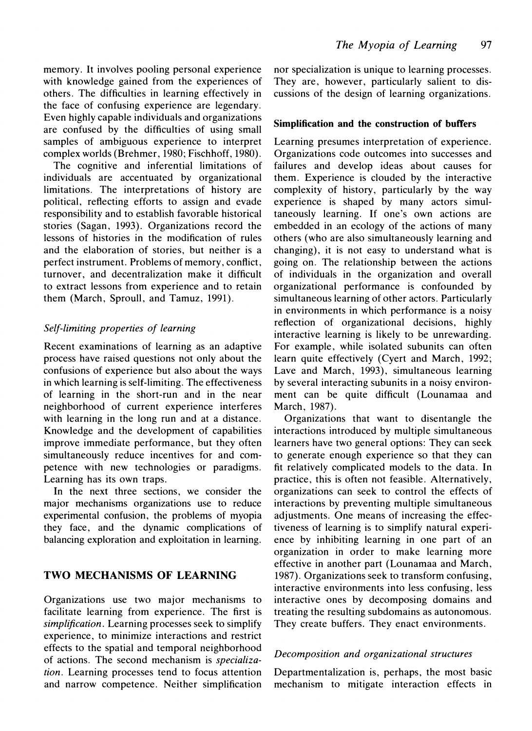memory. It involves pooling personal experience with knowledge gained from the experiences of others. The difficulties in learning effectively in the face of confusing experience are legendary. Even highly capable individuals and organizations are confused by the difficulties of using small samples of ambiguous experience to interpret complex worlds (Brehmer, 1980; Fischhoff, 1980).

The cognitive and inferential limitations of individuals are accentuated by organizational limitations. The interpretations of history are political, reflecting efforts to assign and evade responsibility and to establish favorable historical stories (Sagan, 1993). Organizations record the lessons of histories in the modification of rules and the elaboration of stories, but neither is a perfect instrument. Problems of memory, conflict, turnover, and decentralization make it difficult to extract lessons from experience and to retain them (March, Sproull, and Tamuz, 1991).

### *Self-limiting properties of learning*

Recent examinations of learning as an adaptive process have raised questions not only about the confusions of experience but also about the ways in which learning is self-limiting. The effectiveness of learning in the short-run and in the near neighborhood of current experience interferes with learning in the long run and at a distance. Knowledge and the development of capabilities improve immediate performance, but they often simultaneously reduce incentives for and competence with new technologies or paradigms. Learning has its own traps.

In the next three sections, we consider the major mechanisms organizations use to reduce experimental confusion, the problems of myopia they face, and the dynamic complications of balancing exploration and exploitation in learning.

## TWO MECHANISMS OF LEARNING

Organizations use two major mechanisms to facilitate learning from experience. The first is *simplification*. Learning processes seek to simplify experience, to minimize interactions and restrict effects to the spatial and temporal neighborhood of actions. The second mechanism is *specialization*. Learning processes tend to focus attention and narrow competence. Neither simplification nor specialization is unique to learning processes. They are, however, particularly salient to discussions of the design of learning organizations.

### Simplification and the construction of buffers

Learning presumes interpretation of experience. Organizations code outcomes into successes and failures and develop ideas about causes for them. Experience is clouded by the interactive complexity of history, particularly by the way experience is shaped by many actors simultaneously learning. If one's own actions are embedded in an ecology of the actions of many others (who are also simultaneously learning and changing), it is not easy to understand what is going on. The relationship between the actions of individuals in the organization and overall organizational performance is confounded by simultaneous learning of other actors. Particularly in environments in which performance is a noisy reflection of organizational decisions, highly interactive learning is likely to be unrewarding. For example, while isolated subunits can often learn quite effectively (Cyert and March, 1992; Lave and March, 1993), simultaneous learning by several interacting subunits in a noisy environment can be quite difficult (Lounamaa and March, 1987).

Organizations that want to disentangle the interactions introduced by multiple simultaneous learners have two general options: They can seek to generate enough experience so that they can fit relatively complicated models to the data. In practice, this is often not feasible. Alternatively, organizations can seek to control the effects of interactions by preventing multiple simultaneous adjustments. One means of increasing the effectiveness of learning is to simplify natural experience by inhibiting learning in one part of an organization in order to make learning more effective in another part (Lounamaa and March, 1987). Organizations seek to transform confusing, interactive environments into less confusing, less interactive ones by decomposing domains and treating the resulting subdomains as autonomous. They create buffers. They enact environments.

### *Decomposition and organizational structures*

Departmentalization is, perhaps, the most basic mechanism to mitigate interaction effects in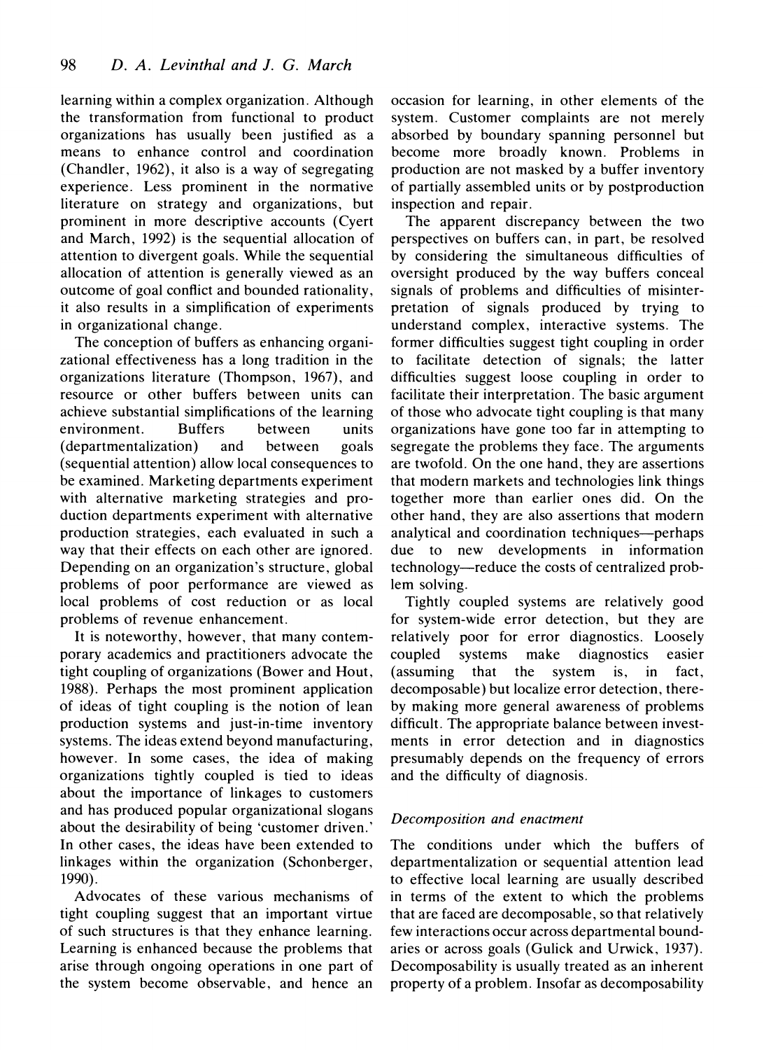learning within a complex organization. Although the transformation from functional to product organizations has usually been justified as a means to enhance control and coordination (Chandler, 1962), it also is a way of segregating experience. Less prominent in the normative literature on strategy and organizations, but prominent in more descriptive accounts (Cyert and March, 1992) is the sequential allocation of attention to divergent goals. While the sequential allocation of attention is generally viewed as an outcome of goal conflict and bounded rationality, it also results in a simplification of experiments in organizational change.

The conception of buffers as enhancing organizational effectiveness has a long tradition in the organizations literature (Thompson, 1967), and resource or other buffers between units can achieve substantial simplifications of the learning environment. Buffers between units (departmentalization) and between goals (sequential attention) allow local consequences to be examined. Marketing departments experiment with alternative marketing strategies and production departments experiment with alternative production strategies, each evaluated in such a way that their effects on each other are ignored. Depending on an organization's structure, global problems of poor performance are viewed as local problems of cost reduction or as local problems of revenue enhancement.

It is noteworthy, however, that many contemporary academics and practitioners advocate the tight coupling of organizations (Bower and Hout, 1988). Perhaps the most prominent application of ideas of tight coupling is the notion of lean production systems and just-in-time inventory systems. The ideas extend beyond manufacturing, however. In some cases, the idea of making organizations tightly coupled is tied to ideas about the importance of linkages to customers and has produced popular organizational slogans about the desirability of being 'customer driven.' In other cases, the ideas have been extended to linkages within the organization (Schonberger, 1990).

Advocates of these various mechanisms of tight coupling suggest that an important virtue of such structures is that they enhance learning. Learning is enhanced because the problems that arise through ongoing operations in one part of the system become observable, and hence an occasion for learning, in other elements of the system. Customer complaints are not merely absorbed by boundary spanning personnel but become more broadly known. Problems in production are not masked by a buffer inventory of partially assembled units or by postproduction inspection and repair.

The apparent discrepancy between the two perspectives on buffers can, in part, be resolved by considering the simultaneous difficulties of oversight produced by the way buffers conceal signals of problems and difficulties of misinterpretation of signals produced by trying to understand complex, interactive systems. The former difficulties suggest tight coupling in order to facilitate detection of signals; the latter difficulties suggest loose coupling in order to facilitate their interpretation. The basic argument of those who advocate tight coupling is that many organizations have gone too far in attempting to segregate the problems they face. The arguments are twofold. On the one hand, they are assertions that modern markets and technologies link things together more than earlier ones did. On the other hand, they are also assertions that modern analytical and coordination techniques—perhaps due to new developments in information technology—reduce the costs of centralized problem solving.

Tightly coupled systems are relatively good for system-wide error detection, but they are relatively poor for error diagnostics. Loosely coupled systems make diagnostics easier (assuming that the system is, in fact, decomposable) but localize error detection, thereby making more general awareness of problems difficult. The appropriate balance between investments in error detection and in diagnostics presumably depends on the frequency of errors and the difficulty of diagnosis.

### *Decomposition and enactment*

The conditions under which the buffers of departmentalization or sequential attention lead to effective local learning are usually described in terms of the extent to which the problems that are faced are decomposable, so that relatively few interactions occur across departmental boundaries or across goals (Gulick and Urwick, 1937). Decomposability is usually treated as an inherent property of a problem. Insofar as decomposability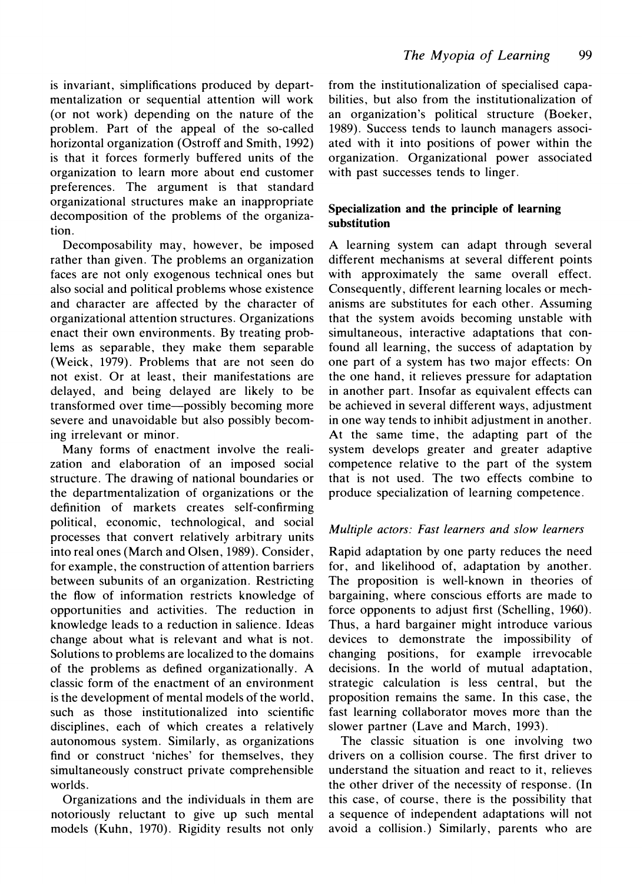is invariant, simplifications produced by departmentalization or sequential attention will work (or not work) depending on the nature of the problem. Part of the appeal of the so-called horizontal organization (Ostroff and Smith, 1992) is that it forces formerly buffered units of the organization to learn more about end customer preferences. The argument is that standard organizational structures make an inappropriate decomposition of the problems of the organization.

Decomposability may, however, be imposed rather than given. The problems an organization faces are not only exogenous technical ones but also social and political problems whose existence and character are affected by the character of organizational attention structures. Organizations enact their own environments. By treating problems as separable, they make them separable (Weick, 1979). Problems that are not seen do not exist. Or at least, their manifestations are delayed, and being delayed are likely to be transformed over time—possibly becoming more severe and unavoidable but also possibly becoming irrelevant or minor.

Many forms of enactment involve the realization and elaboration of an imposed social structure. The drawing of national boundaries or the departmentalization of organizations or the definition of markets creates self-confirming political, economic, technological, and social processes that convert relatively arbitrary units into real ones (March and Olsen, 1989). Consider, for example, the construction of attention barriers between subunits of an organization. Restricting the flow of information restricts knowledge of opportunities and activities. The reduction in knowledge leads to a reduction in salience. Ideas change about what is relevant and what is not. Solutions to problems are localized to the domains of the problems as defined organizationally. A classic form of the enactment of an environment is the development of mental models of the world, such as those institutionalized into scientific disciplines, each of which creates a relatively autonomous system. Similarly, as organizations find or construct 'niches' for themselves, they simultaneously construct private comprehensible worlds.

Organizations and the individuals in them are notoriously reluctant to give up such mental models (Kuhn, 1970). Rigidity results not only from the institutionalization of specialised capabilities, but also from the institutionalization of an organization's political structure (Boeker, 1989). Success tends to launch managers associated with it into positions of power within the organization. Organizational power associated with past successes tends to linger.

### Specialization and the principle of learning substitution

A learning system can adapt through several different mechanisms at several different points with approximately the same overall effect. Consequently, different learning locales or mechanisms are substitutes for each other. Assuming that the system avoids becoming unstable with simultaneous, interactive adaptations that confound all learning, the success of adaptation by one part of a system has two major effects: On the one hand, it relieves pressure for adaptation in another part. Insofar as equivalent effects can be achieved in several different ways, adjustment in one way tends to inhibit adjustment in another. At the same time, the adapting part of the system develops greater and greater adaptive competence relative to the part of the system that is not used. The two effects combine to produce specialization of learning competence.

#### *Multiple actors: Fast learners and slow learners*

Rapid adaptation by one party reduces the need for, and likelihood of, adaptation by another. The proposition is well-known in theories of bargaining, where conscious efforts are made to force opponents to adjust first (Schelling, 1960). Thus, a hard bargainer might introduce various devices to demonstrate the impossibility of changing positions, for example irrevocable decisions. In the world of mutual adaptation, strategic calculation is less central, but the proposition remains the same. In this case, the fast learning collaborator moves more than the slower partner (Lave and March, 1993).

The classic situation is one involving two drivers on a collision course. The first driver to understand the situation and react to it, relieves the other driver of the necessity of response. (In this case, of course, there is the possibility that a sequence of independent adaptations will not avoid a collision.) Similarly, parents who are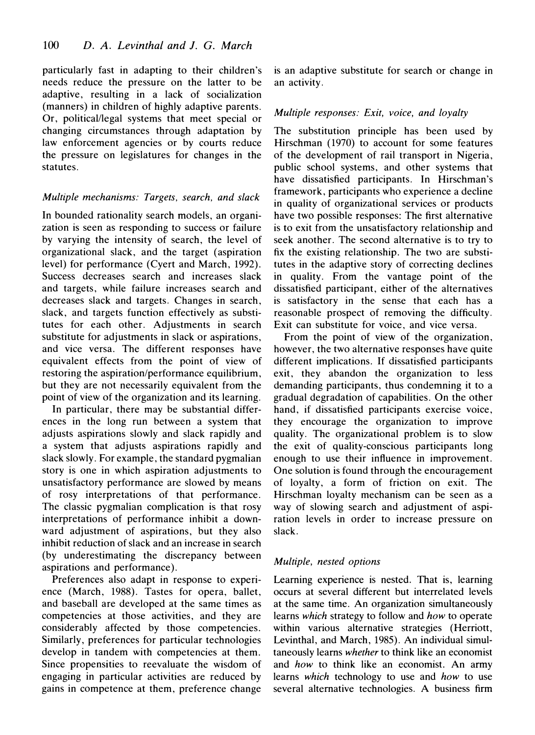particularly fast in adapting to their children's needs reduce the pressure on the latter to be adaptive, resulting in a lack of socialization (manners) in children of highly adaptive parents. Or, political/legal systems that meet special or changing circumstances through adaptation by law enforcement agencies or by courts reduce the pressure on legislatures for changes in the statutes.

### *Multiple mechanisms: Targets, search, and slack*

In bounded rationality search models, an organization is seen as responding to success or failure by varying the intensity of search, the level of organizational slack, and the target (aspiration level) for performance (Cyert and March, 1992). Success decreases search and increases slack and targets, while failure increases search and decreases slack and targets. Changes in search, slack, and targets function effectively as substitutes for each other. Adjustments in search substitute for adjustments in slack or aspirations, and vice versa. The different responses have equivalent effects from the point of view of restoring the aspiration/performance equilibrium, but they are not necessarily equivalent from the point of view of the organization and its learning.

In particular, there may be substantial differences in the long run between a system that adjusts aspirations slowly and slack rapidly and a system that adjusts aspirations rapidly and slack slowly. For example, the standard pygmalian story is one in which aspiration adjustments to unsatisfactory performance are slowed by means of rosy interpretations of that performance. The classic pygmalian complication is that rosy interpretations of performance inhibit a downward adjustment of aspirations, but they also inhibit reduction of slack and an increase in search (by underestimating the discrepancy between aspirations and performance).

Preferences also adapt in response to experience (March, 1988). Tastes for opera, ballet, and baseball are developed at the same times as competencies at those activities, and they are considerably affected by those competencies. Similarly, preferences for particular technologies develop in tandem with competencies at them. Since propensities to reevaluate the wisdom of engaging in particular activities are reduced by gains in competence at them, preference change is an adaptive substitute for search or change in an activity.

### *Multiple responses: Exit, voice, and loyalty*

The substitution principle has been used by Hirschman (1970) to account for some features of the development of rail transport in Nigeria, public school systems, and other systems that have dissatisfied participants. In Hirschman's framework, participants who experience a decline in quality of organizational services or products have two possible responses: The first alternative is to exit from the unsatisfactory relationship and seek another. The second alternative is to try to fix the existing relationship. The two are substitutes in the adaptive story of correcting declines in quality. From the vantage point of the dissatisfied participant, either of the alternatives is satisfactory in the sense that each has a reasonable prospect of removing the difficulty. Exit can substitute for voice, and vice versa.

From the point of view of the organization, however, the two alternative responses have quite different implications. If dissatisfied participants exit, they abandon the organization to less demanding participants, thus condemning it to a gradual degradation of capabilities. On the other hand, if dissatisfied participants exercise voice, they encourage the organization to improve quality. The organizational problem is to slow the exit of quality-conscious participants long enough to use their influence in improvement. One solution is found through the encouragement of loyalty, a form of friction on exit. The Hirschman loyalty mechanism can be seen as a way of slowing search and adjustment of aspiration levels in order to increase pressure on slack.

### *Multiple, nested options*

Learning experience is nested. That is, learning occurs at several different but interrelated levels at the same time. An organization simultaneously learns *which* strategy to follow and *how* to operate within various alternative strategies (Herriott, Levinthal, and March, 1985). An individual simultaneously learns *whether* to think like an economist and *how* to think like an economist. An army learns *which* technology to use and *how* to use several alternative technologies. A business firm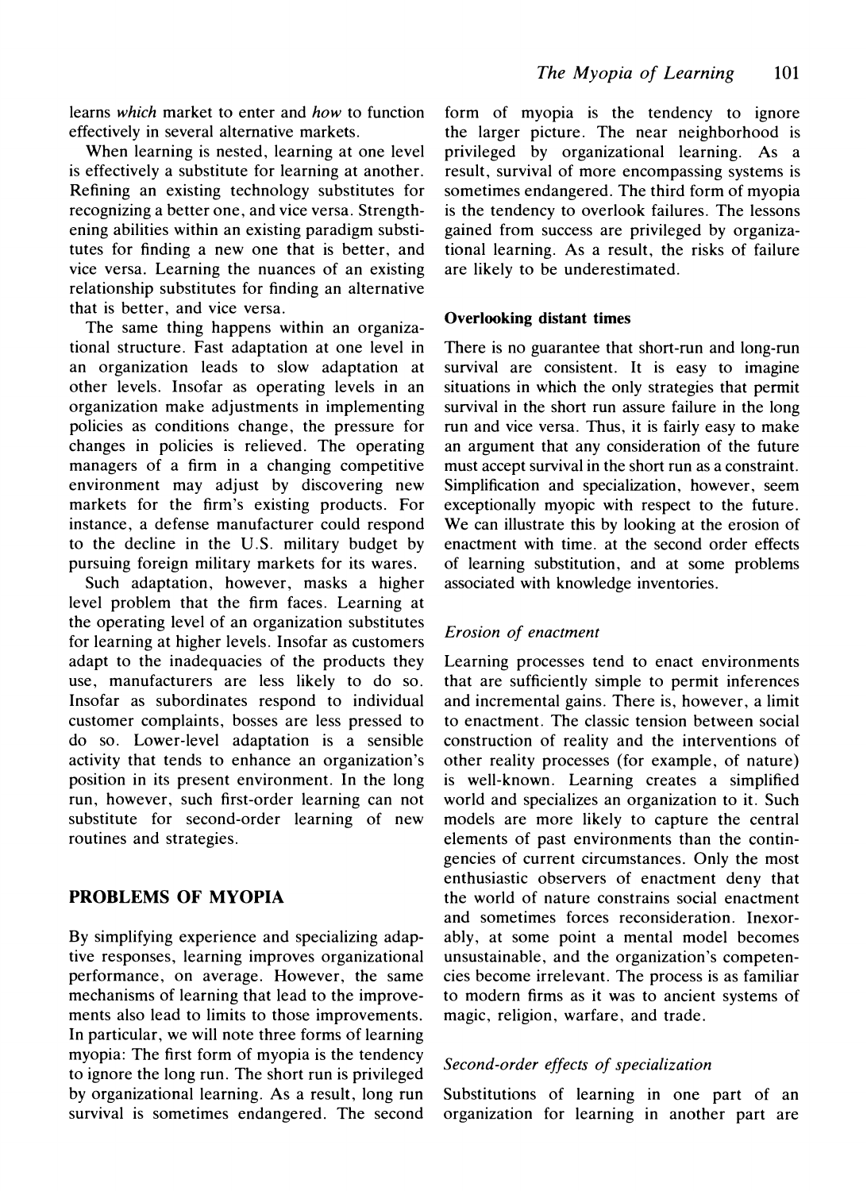learns *which* market to enter and *how* to function effectively in several alternative markets.

When learning is nested, learning at one level is effectively a substitute for learning at another. Refining an existing technology substitutes for recognizing a better one, and vice versa. Strengthening abilities within an existing paradigm substitutes for finding a new one that is better, and vice versa. Learning the nuances of an existing relationship substitutes for finding an alternative that is better, and vice versa.

The same thing happens within an organizational structure. Fast adaptation at one level in an organization leads to slow adaptation at other levels. Insofar as operating levels in an organization make adjustments in implementing policies as conditions change, the pressure for changes in policies is relieved. The operating managers of a firm in a changing competitive environment may adjust by discovering new markets for the firm's existing products. For instance, a defense manufacturer could respond to the decline in the U.S. military budget by pursuing foreign military markets for its wares.

Such adaptation, however, masks a higher level problem that the firm faces. Learning at the operating level of an organization substitutes for learning at higher levels. Insofar as customers adapt to the inadequacies of the products they use, manufacturers are less likely to do so. Insofar as subordinates respond to individual customer complaints, bosses are less pressed to do so. Lower-level adaptation is a sensible activity that tends to enhance an organization's position in its present environment. In the long run, however, such first-order learning can not substitute for second-order learning of new routines and strategies.

## PROBLEMS OF MYOPIA

By simplifying experience and specializing adaptive responses, learning improves organizational performance, on average. However, the same mechanisms of learning that lead to the improvements also lead to limits to those improvements. In particular, we will note three forms of learning myopia: The first form of myopia is the tendency to ignore the long run. The short run is privileged by organizational learning. As a result, long run survival is sometimes endangered. The second form of myopia is the tendency to ignore the larger picture. The near neighborhood is privileged by organizational learning. As a result, survival of more encompassing systems is sometimes endangered. The third form of myopia is the tendency to overlook failures. The lessons gained from success are privileged by organizational learning. As a result, the risks of failure are likely to be underestimated.

### Overlooking distant times

There is no guarantee that short-run and long-run survival are consistent. It is easy to imagine situations in which the only strategies that permit survival in the short run assure failure in the long run and vice versa. Thus, it is fairly easy to make an argument that any consideration of the future must accept survival in the short run as a constraint. Simplification and specialization, however, seem exceptionally myopic with respect to the future. We can illustrate this by looking at the erosion of enactment with time. at the second order effects of learning substitution, and at some problems associated with knowledge inventories.

#### *Erosion of enactment*

Learning processes tend to enact environments that are sufficiently simple to permit inferences and incremental gains. There is, however, a limit to enactment. The classic tension between social construction of reality and the interventions of other reality processes (for example, of nature) is well-known. Learning creates a simplified world and specializes an organization to it. Such models are more likely to capture the central elements of past environments than the contingencies of current circumstances. Only the most enthusiastic observers of enactment deny that the world of nature constrains social enactment and sometimes forces reconsideration. Inexorably, at some point a mental model becomes unsustainable, and the organization's competencies become irrelevant. The process is as familiar to modern firms as it was to ancient systems of magic, religion, warfare, and trade.

#### *Second-order effects of specialization*

Substitutions of learning in one part of an organization for learning in another part are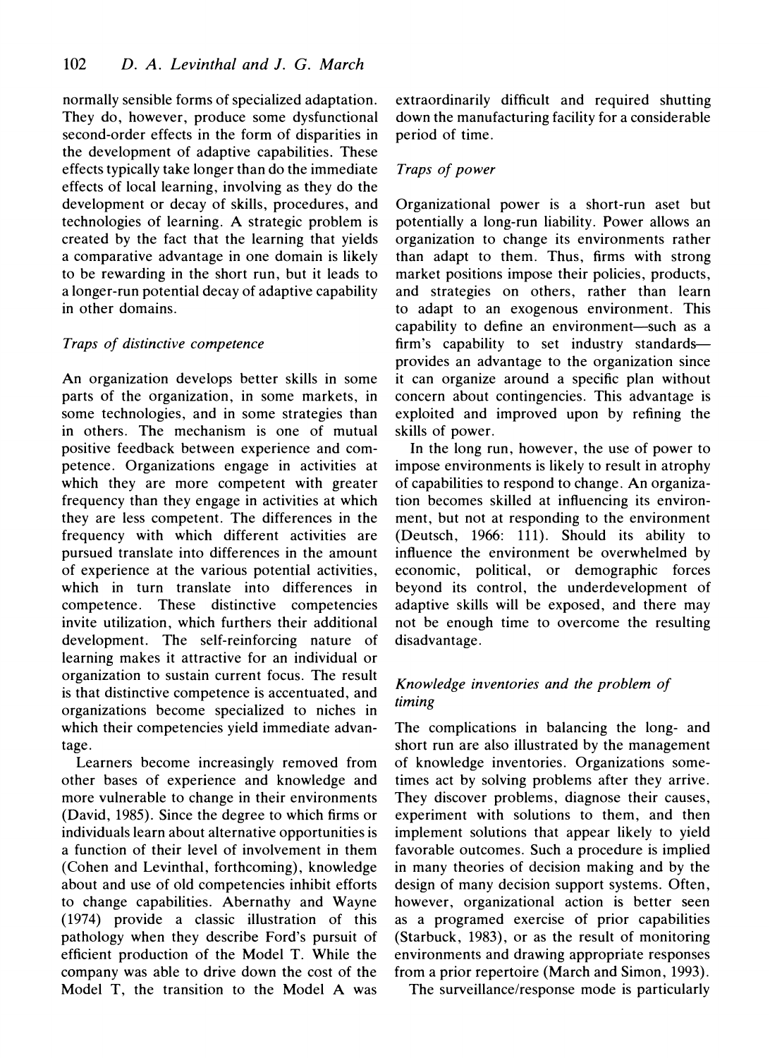normally sensible forms of specialized adaptation. They do, however, produce some dysfunctional second-order effects in the form of disparities in the development of adaptive capabilities. These effects typically take longer than do the immediate effects of local learning, involving as they do the development or decay of skills, procedures, and technologies of learning. A strategic problem is created by the fact that the learning that yields a comparative advantage in one domain is likely to be rewarding in the short run, but it leads to a longer-run potential decay of adaptive capability in other domains.

### *Traps of distinctive competence*

An organization develops better skills in some parts of the organization, in some markets, in some technologies, and in some strategies than in others. The mechanism is one of mutual positive feedback between experience and competence. Organizations engage in activities at which they are more competent with greater frequency than they engage in activities at which they are less competent. The differences in the frequency with which different activities are pursued translate into differences in the amount of experience at the various potential activities, which in turn translate into differences in competence. These distinctive competencies invite utilization, which furthers their additional development. The self-reinforcing nature of learning makes it attractive for an individual or organization to sustain current focus. The result is that distinctive competence is accentuated, and organizations become specialized to niches in which their competencies yield immediate advantage.

Learners become increasingly removed from other bases of experience and knowledge and more vulnerable to change in their environments (David, 1985). Since the degree to which firms or individuals learn about alternative opportunities is a function of their level of involvement in them (Cohen and Levinthal, forthcoming), knowledge about and use of old competencies inhibit efforts to change capabilities. Abernathy and Wayne (1974) provide a classic illustration of this pathology when they describe Ford's pursuit of efficient production of the Model T. While the company was able to drive down the cost of the Model T, the transition to the Model A was extraordinarily difficult and required shutting down the manufacturing facility for a considerable period of time.

### *Traps of power*

Organizational power is a short-run aset but potentially a long-run liability. Power allows an organization to change its environments rather than adapt to them. Thus, firms with strong market positions impose their policies, products, and strategies on others, rather than learn to adapt to an exogenous environment. This capability to define an environment—such as a firm's capability to set industry standards—provides an advantage to the organization since it can organize around a specific plan without concern about contingencies. This advantage is exploited and improved upon by refining the skills of power.

In the long run, however, the use of power to impose environments is likely to result in atrophy of capabilities to respond to change. An organization becomes skilled at influencing its environment, but not at responding to the environment (Deutsch, 1966: 111). Should its ability to influence the environment be overwhelmed by economic, political, or demographic forces beyond its control, the underdevelopment of adaptive skills will be exposed, and there may not be enough time to overcome the resulting disadvantage.

### *Knowledge inventories and the problem of timing*

The complications in balancing the long- and short run are also illustrated by the management of knowledge inventories. Organizations sometimes act by solving problems after they arrive. They discover problems, diagnose their causes, experiment with solutions to them, and then implement solutions that appear likely to yield favorable outcomes. Such a procedure is implied in many theories of decision making and by the design of many decision support systems. Often, however, organizational action is better seen as a programed exercise of prior capabilities (Starbuck, 1983), or as the result of monitoring environments and drawing appropriate responses from a prior repertoire (March and Simon, 1993).

The surveillance/response mode is particularly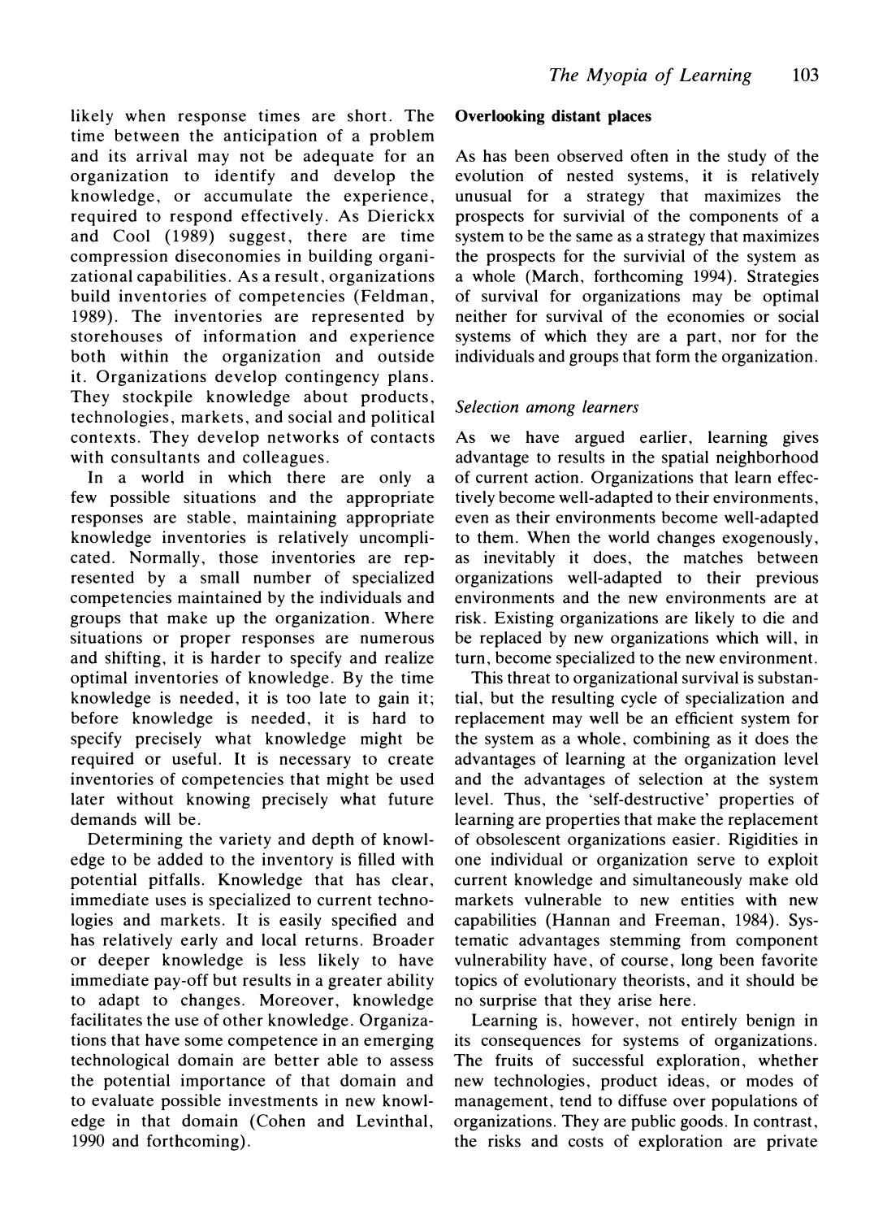likely when response times are short. The time between the anticipation of a problem and its arrival may not be adequate for an organization to identify and develop the knowledge, or accumulate the experience, required to respond effectively. As Dierickx and Cool (1989) suggest, there are time compression diseconomies in building organizational capabilities. As a result, organizations build inventories of competencies (Feldman, 1989). The inventories are represented by storehouses of information and experience both within the organization and outside it. Organizations develop contingency plans. They stockpile knowledge about products, technologies, markets, and social and political contexts. They develop networks of contacts with consultants and colleagues.

In a world in which there are only a few possible situations and the appropriate responses are stable, maintaining appropriate knowledge inventories is relatively uncomplicated. Normally, those inventories are represented by a small number of specialized competencies maintained by the individuals and groups that make up the organization. Where situations or proper responses are numerous and shifting, it is harder to specify and realize optimal inventories of knowledge. By the time knowledge is needed, it is too late to gain it; before knowledge is needed, it is hard to specify precisely what knowledge might be required or useful. It is necessary to create inventories of competencies that might be used later without knowing precisely what future demands will be.

Determining the variety and depth of knowledge to be added to the inventory is filled with potential pitfalls. Knowledge that has clear, immediate uses is specialized to current technologies and markets. It is easily specified and has relatively early and local returns. Broader or deeper knowledge is less likely to have immediate pay-off but results in a greater ability to adapt to changes. Moreover, knowledge facilitates the use of other knowledge. Organizations that have some competence in an emerging technological domain are better able to assess the potential importance of that domain and to evaluate possible investments in new knowledge in that domain (Cohen and Levinthal, 1990 and forthcoming).

## Overlooking distant places

As has been observed often in the study of the evolution of nested systems, it is relatively unusual for a strategy that maximizes the prospects for survivial of the components of a system to be the same as a strategy that maximizes the prospects for the survivial of the system as a whole (March, forthcoming 1994). Strategies of survival for organizations may be optimal neither for survival of the economies or social systems of which they are a part, nor for the individuals and groups that form the organization.

### *Selection among learners*

As we have argued earlier, learning gives advantage to results in the spatial neighborhood of current action. Organizations that learn effectively become well-adapted to their environments, even as their environments become well-adapted to them. When the world changes exogenously, as inevitably it does, the matches between organizations well-adapted to their previous environments and the new environments are at risk. Existing organizations are likely to die and be replaced by new organizations which will, in turn, become specialized to the new environment.

This threat to organizational survival is substantial, but the resulting cycle of specialization and replacement may well be an efficient system for the system as a whole, combining as it does the advantages of learning at the organization level and the advantages of selection at the system level. Thus, the 'self-destructive' properties of learning are properties that make the replacement of obsolescent organizations easier. Rigidities in one individual or organization serve to exploit current knowledge and simultaneously make old markets vulnerable to new entities with new capabilities (Hannan and Freeman, 1984). Systematic advantages stemming from component vulnerability have, of course, long been favorite topics of evolutionary theorists, and it should be no surprise that they arise here.

Learning is, however, not entirely benign in its consequences for systems of organizations. The fruits of successful exploration, whether new technologies, product ideas, or modes of management, tend to diffuse over populations of organizations. They are public goods. In contrast, the risks and costs of exploration are private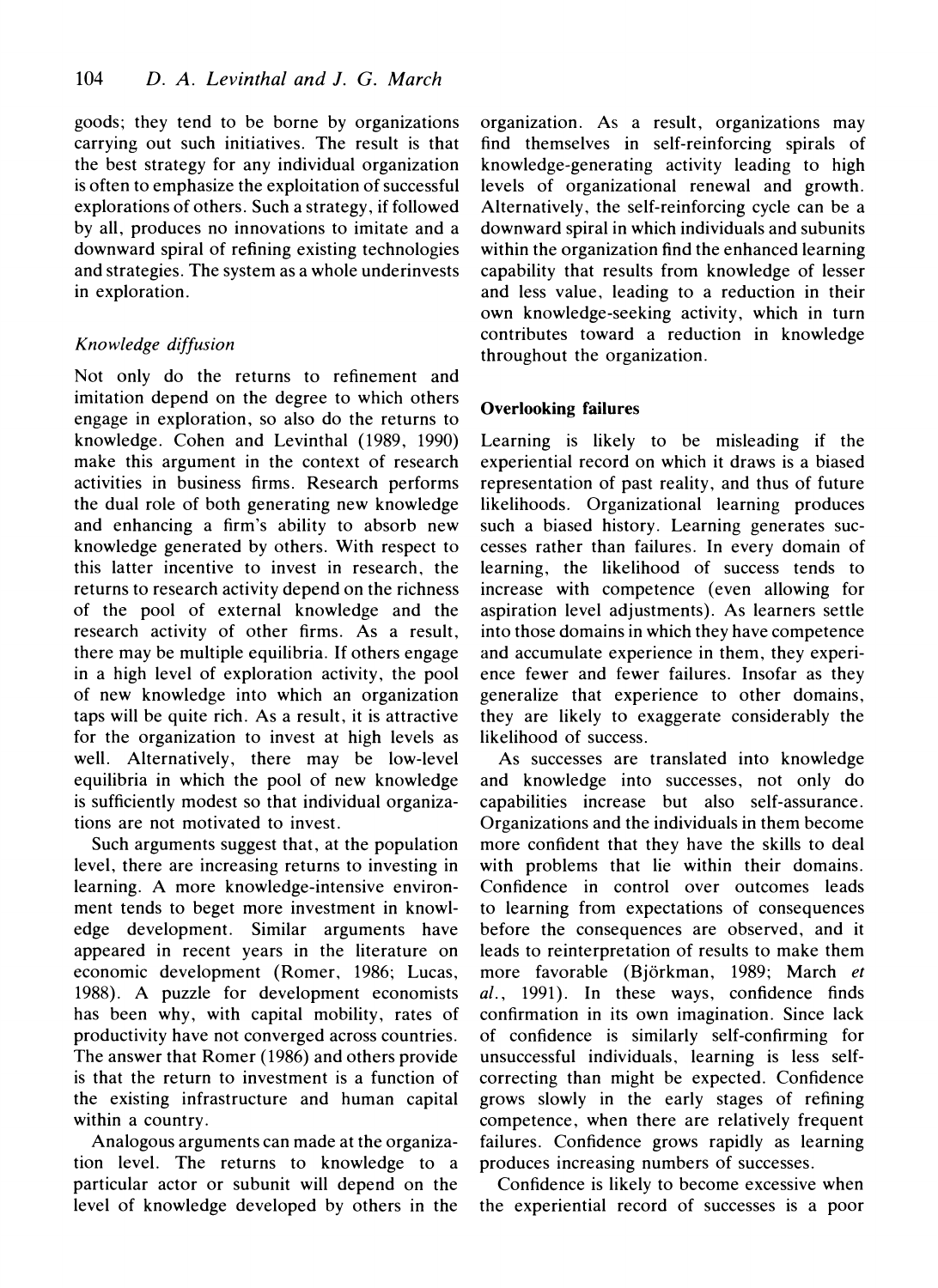goods; they tend to be borne by organizations carrying out such initiatives. The result is that the best strategy for any individual organization is often to emphasize the exploitation of successful explorations of others. Such a strategy, if followed by all, produces no innovations to imitate and a downward spiral of refining existing technologies and strategies. The system as a whole underinvests in exploration.

*Knowledge diffusion*

Not only do the returns to refinement and imitation depend on the degree to which others engage in exploration, so also do the returns to knowledge. Cohen and Levinthal (1989, 1990) make this argument in the context of research activities in business firms. Research performs the dual role of both generating new knowledge and enhancing a firm's ability to absorb new knowledge generated by others. With respect to this latter incentive to invest in research, the returns to research activity depend on the richness of the pool of external knowledge and the research activity of other firms. As a result, there may be multiple equilibria. If others engage in a high level of exploration activity, the pool of new knowledge into which an organization taps will be quite rich. As a result, it is attractive for the organization to invest at high levels as well. Alternatively, there may be low-level equilibria in which the pool of new knowledge is sufficiently modest so that individual organizations are not motivated to invest.

Such arguments suggest that, at the population level, there are increasing returns to investing in learning. A more knowledge-intensive environment tends to beget more investment in knowledge development. Similar arguments have appeared in recent years in the literature on economic development (Romer, 1986; Lucas, 1988). A puzzle for development economists has been why, with capital mobility, rates of productivity have not converged across countries. The answer that Romer (1986) and others provide is that the return to investment is a function of the existing infrastructure and human capital within a country.

Analogous arguments can made at the organization level. The returns to knowledge to a particular actor or subunit will depend on the level of knowledge developed by others in the organization. As a result, organizations may find themselves in self-reinforcing spirals of knowledge-generating activity leading to high levels of organizational renewal and growth. Alternatively, the self-reinforcing cycle can be a downward spiral in which individuals and subunits within the organization find the enhanced learning capability that results from knowledge of lesser and less value, leading to a reduction in their own knowledge-seeking activity, which in turn contributes toward a reduction in knowledge throughout the organization.

**Overlooking failures**

Learning is likely to be misleading if the experiential record on which it draws is a biased representation of past reality, and thus of future likelihoods. Organizational learning produces such a biased history. Learning generates successes rather than failures. In every domain of learning, the likelihood of success tends to increase with competence (even allowing for aspiration level adjustments). As learners settle into those domains in which they have competence and accumulate experience in them, they experience fewer and fewer failures. Insofar as they generalize that experience to other domains, they are likely to exaggerate considerably the likelihood of success.

As successes are translated into knowledge and knowledge into successes, not only do capabilities increase but also self-assurance. Organizations and the individuals in them become more confident that they have the skills to deal with problems that lie within their domains. Confidence in control over outcomes leads to learning from expectations of consequences before the consequences are observed, and it leads to reinterpretation of results to make them more favorable (Björkman, 1989; March *et al.*, 1991). In these ways, confidence finds confirmation in its own imagination. Since lack of confidence is similarly self-confirming for unsuccessful individuals, learning is less self-correcting than might be expected. Confidence grows slowly in the early stages of refining competence, when there are relatively frequent failures. Confidence grows rapidly as learning produces increasing numbers of successes.

Confidence is likely to become excessive when the experiential record of successes is a poor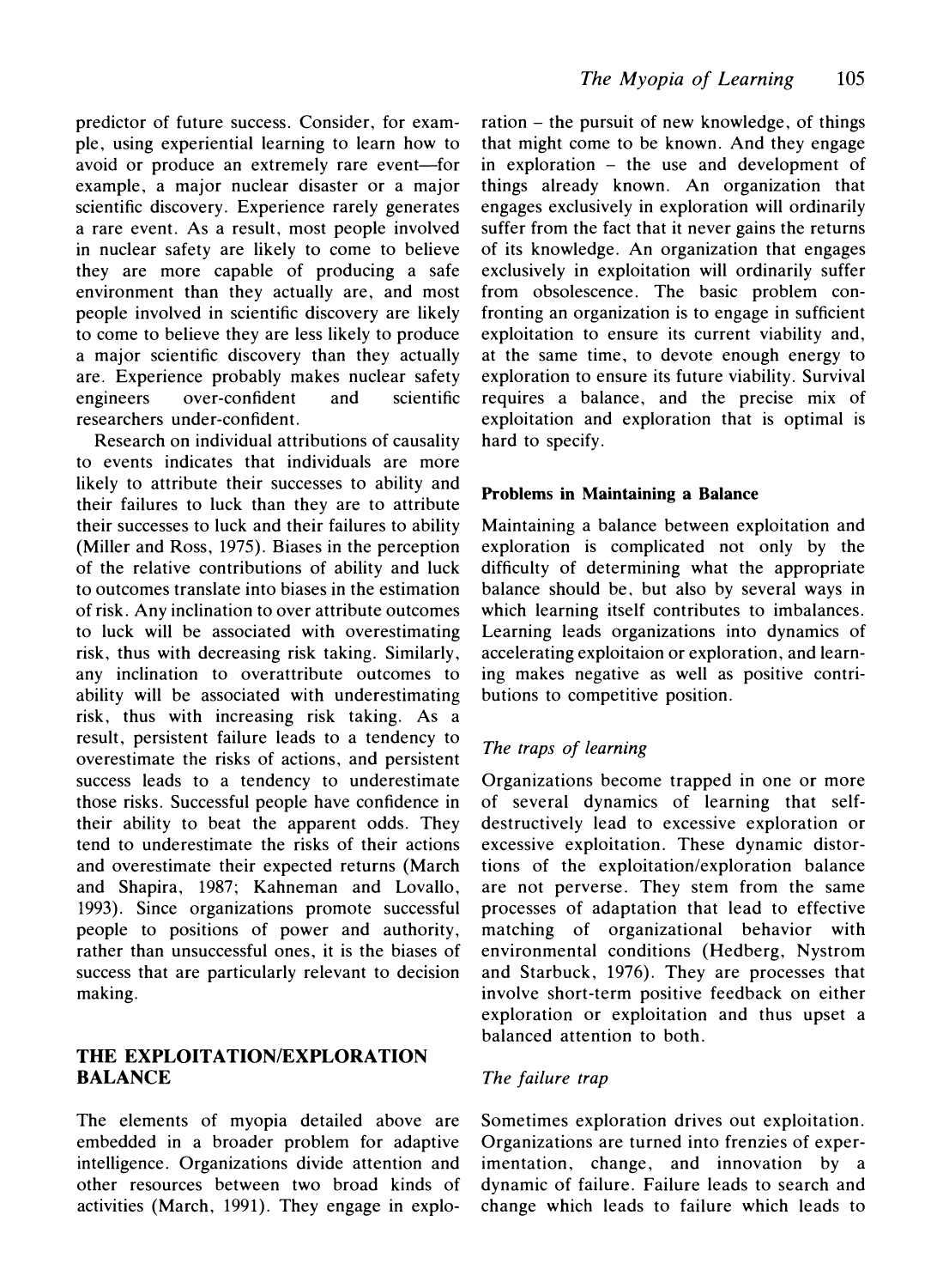predictor of future success. Consider, for example, using experiential learning to learn how to avoid or produce an extremely rare event—for example, a major nuclear disaster or a major scientific discovery. Experience rarely generates a rare event. As a result, most people involved in nuclear safety are likely to come to believe they are more capable of producing a safe environment than they actually are, and most people involved in scientific discovery are likely to come to believe they are less likely to produce a major scientific discovery than they actually are. Experience probably makes nuclear safety engineers over-confident and scientific researchers under-confident.

Research on individual attributions of causality to events indicates that individuals are more likely to attribute their successes to ability and their failures to luck than they are to attribute their successes to luck and their failures to ability (Miller and Ross, 1975). Biases in the perception of the relative contributions of ability and luck to outcomes translate into biases in the estimation of risk. Any inclination to over attribute outcomes to luck will be associated with overestimating risk, thus with decreasing risk taking. Similarly, any inclination to overattribute outcomes to ability will be associated with underestimating risk, thus with increasing risk taking. As a result, persistent failure leads to a tendency to overestimate the risks of actions, and persistent success leads to a tendency to underestimate those risks. Successful people have confidence in their ability to beat the apparent odds. They tend to underestimate the risks of their actions and overestimate their expected returns (March and Shapira, 1987; Kahneman and Lovallo, 1993). Since organizations promote successful people to positions of power and authority, rather than unsuccessful ones, it is the biases of success that are particularly relevant to decision making.

## THE EXPLOITATION/EXPLORATION BALANCE

The elements of myopia detailed above are embedded in a broader problem for adaptive intelligence. Organizations divide attention and other resources between two broad kinds of activities (March, 1991). They engage in exploration – the pursuit of new knowledge, of things that might come to be known. And they engage in exploration – the use and development of things already known. An organization that engages exclusively in exploration will ordinarily suffer from the fact that it never gains the returns of its knowledge. An organization that engages exclusively in exploitation will ordinarily suffer from obsolescence. The basic problem confronting an organization is to engage in sufficient exploitation to ensure its current viability and, at the same time, to devote enough energy to exploration to ensure its future viability. Survival requires a balance, and the precise mix of exploitation and exploration that is optimal is hard to specify.

### Problems in Maintaining a Balance

Maintaining a balance between exploitation and exploration is complicated not only by the difficulty of determining what the appropriate balance should be, but also by several ways in which learning itself contributes to imbalances. Learning leads organizations into dynamics of accelerating exploitaion or exploration, and learning makes negative as well as positive contributions to competitive position.

#### *The traps of learning*

Organizations become trapped in one or more of several dynamics of learning that self-destructively lead to excessive exploration or excessive exploitation. These dynamic distortions of the exploitation/exploration balance are not perverse. They stem from the same processes of adaptation that lead to effective matching of organizational behavior with environmental conditions (Hedberg, Nystrom and Starbuck, 1976). They are processes that involve short-term positive feedback on either exploration or exploitation and thus upset a balanced attention to both.

#### *The failure trap*

Sometimes exploration drives out exploitation. Organizations are turned into frenzies of experimentation, change, and innovation by a dynamic of failure. Failure leads to search and change which leads to failure which leads to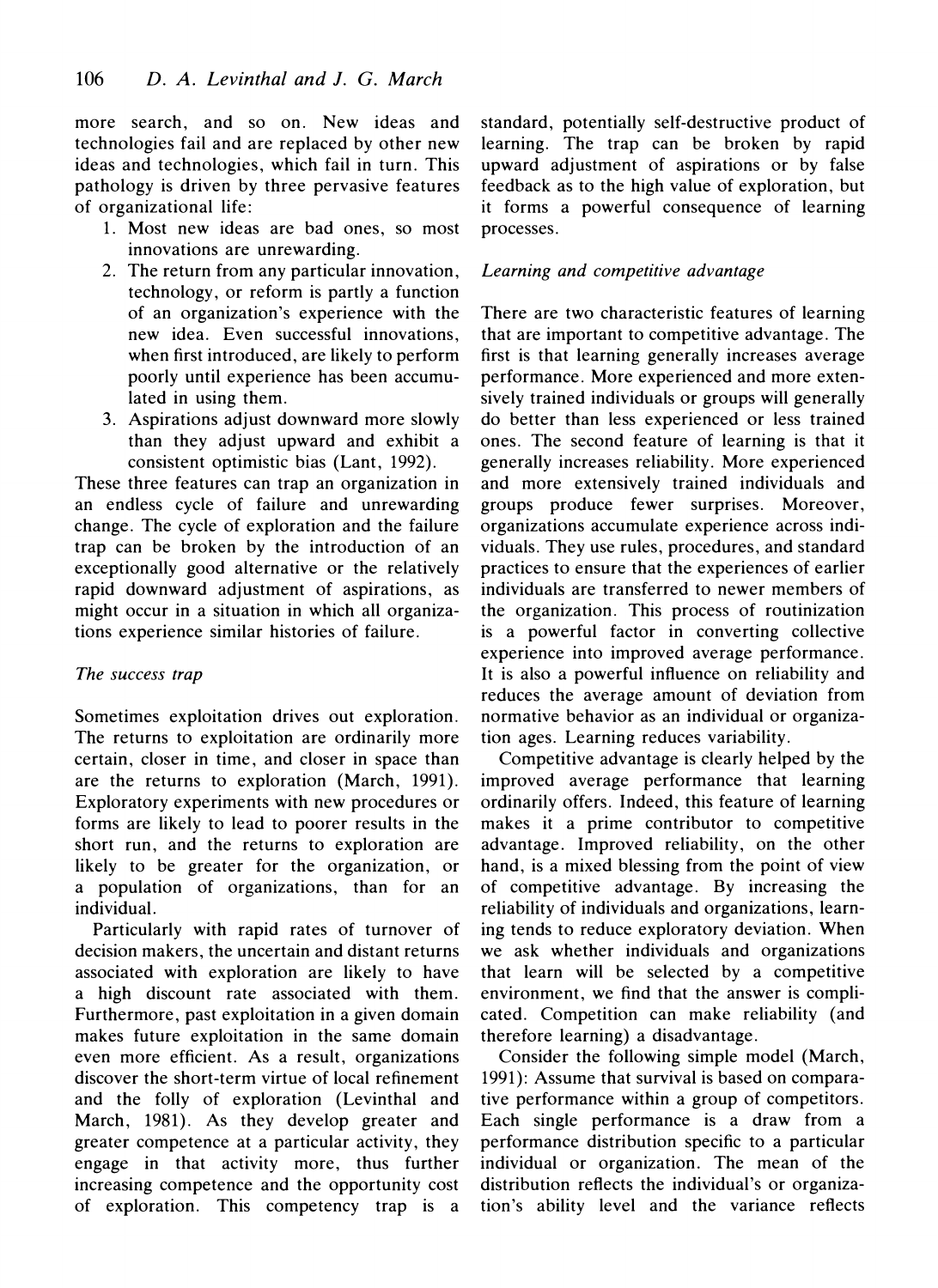more search, and so on. New ideas and technologies fail and are replaced by other new ideas and technologies, which fail in turn. This pathology is driven by three pervasive features of organizational life:

1. Most new ideas are bad ones, so most innovations are unrewarding.
2. The return from any particular innovation, technology, or reform is partly a function of an organization's experience with the new idea. Even successful innovations, when first introduced, are likely to perform poorly until experience has been accumulated in using them.
3. Aspirations adjust downward more slowly than they adjust upward and exhibit a consistent optimistic bias (Lant, 1992).

These three features can trap an organization in an endless cycle of failure and unrewarding change. The cycle of exploration and the failure trap can be broken by the introduction of an exceptionally good alternative or the relatively rapid downward adjustment of aspirations, as might occur in a situation in which all organizations experience similar histories of failure.

### *The success trap*

Sometimes exploitation drives out exploration. The returns to exploitation are ordinarily more certain, closer in time, and closer in space than are the returns to exploration (March, 1991). Exploratory experiments with new procedures or forms are likely to lead to poorer results in the short run, and the returns to exploration are likely to be greater for the organization, or a population of organizations, than for an individual.

Particularly with rapid rates of turnover of decision makers, the uncertain and distant returns associated with exploration are likely to have a high discount rate associated with them. Furthermore, past exploitation in a given domain makes future exploitation in the same domain even more efficient. As a result, organizations discover the short-term virtue of local refinement and the folly of exploration (Levinthal and March, 1981). As they develop greater and greater competence at a particular activity, they engage in that activity more, thus further increasing competence and the opportunity cost of exploration. This competency trap is a standard, potentially self-destructive product of learning. The trap can be broken by rapid upward adjustment of aspirations or by false feedback as to the high value of exploration, but it forms a powerful consequence of learning processes.

### *Learning and competitive advantage*

There are two characteristic features of learning that are important to competitive advantage. The first is that learning generally increases average performance. More experienced and more extensively trained individuals or groups will generally do better than less experienced or less trained ones. The second feature of learning is that it generally increases reliability. More experienced and more extensively trained individuals and groups produce fewer surprises. Moreover, organizations accumulate experience across individuals. They use rules, procedures, and standard practices to ensure that the experiences of earlier individuals are transferred to newer members of the organization. This process of routinization is a powerful factor in converting collective experience into improved average performance. It is also a powerful influence on reliability and reduces the average amount of deviation from normative behavior as an individual or organization ages. Learning reduces variability.

Competitive advantage is clearly helped by the improved average performance that learning ordinarily offers. Indeed, this feature of learning makes it a prime contributor to competitive advantage. Improved reliability, on the other hand, is a mixed blessing from the point of view of competitive advantage. By increasing the reliability of individuals and organizations, learning tends to reduce exploratory deviation. When we ask whether individuals and organizations that learn will be selected by a competitive environment, we find that the answer is complicated. Competition can make reliability (and therefore learning) a disadvantage.

Consider the following simple model (March, 1991): Assume that survival is based on comparative performance within a group of competitors. Each single performance is a draw from a performance distribution specific to a particular individual or organization. The mean of the distribution reflects the individual's or organization's ability level and the variance reflects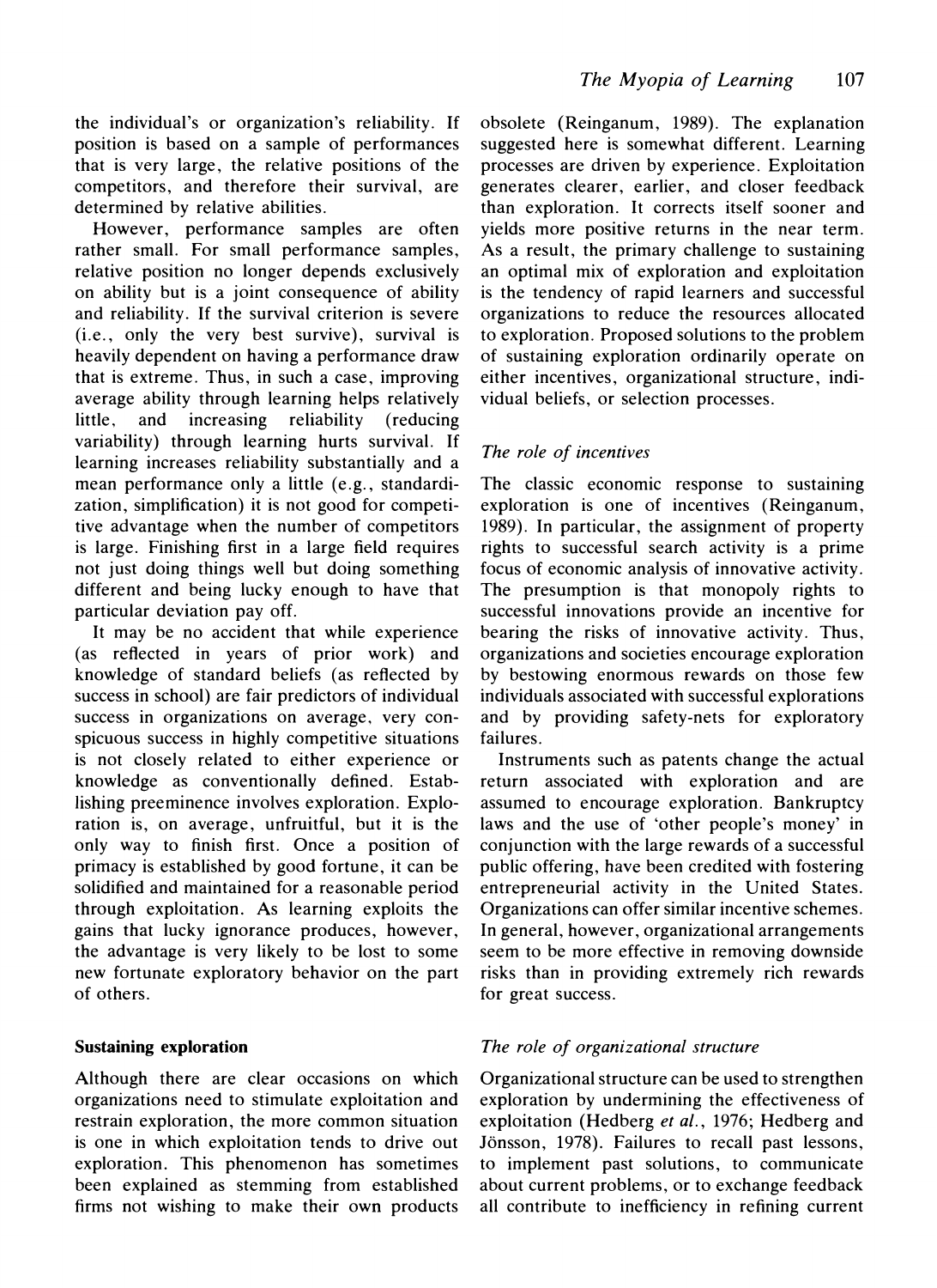the individual's or organization's reliability. If position is based on a sample of performances that is very large, the relative positions of the competitors, and therefore their survival, are determined by relative abilities.

However, performance samples are often rather small. For small performance samples, relative position no longer depends exclusively on ability but is a joint consequence of ability and reliability. If the survival criterion is severe (i.e., only the very best survive), survival is heavily dependent on having a performance draw that is extreme. Thus, in such a case, improving average ability through learning helps relatively little, and increasing reliability (reducing variability) through learning hurts survival. If learning increases reliability substantially and a mean performance only a little (e.g., standardization, simplification) it is not good for competitive advantage when the number of competitors is large. Finishing first in a large field requires not just doing things well but doing something different and being lucky enough to have that particular deviation pay off.

It may be no accident that while experience (as reflected in years of prior work) and knowledge of standard beliefs (as reflected by success in school) are fair predictors of individual success in organizations on average, very conspicuous success in highly competitive situations is not closely related to either experience or knowledge as conventionally defined. Establishing preeminence involves exploration. Exploration is, on average, unfruitful, but it is the only way to finish first. Once a position of primacy is established by good fortune, it can be solidified and maintained for a reasonable period through exploitation. As learning exploits the gains that lucky ignorance produces, however, the advantage is very likely to be lost to some new fortunate exploratory behavior on the part of others.

## Sustaining exploration

Although there are clear occasions on which organizations need to stimulate exploitation and restrain exploration, the more common situation is one in which exploitation tends to drive out exploration. This phenomenon has sometimes been explained as stemming from established firms not wishing to make their own products obsolete (Reinganum, 1989). The explanation suggested here is somewhat different. Learning processes are driven by experience. Exploitation generates clearer, earlier, and closer feedback than exploration. It corrects itself sooner and yields more positive returns in the near term. As a result, the primary challenge to sustaining an optimal mix of exploration and exploitation is the tendency of rapid learners and successful organizations to reduce the resources allocated to exploration. Proposed solutions to the problem of sustaining exploration ordinarily operate on either incentives, organizational structure, individual beliefs, or selection processes.

### *The role of incentives*

The classic economic response to sustaining exploration is one of incentives (Reinganum, 1989). In particular, the assignment of property rights to successful search activity is a prime focus of economic analysis of innovative activity. The presumption is that monopoly rights to successful innovations provide an incentive for bearing the risks of innovative activity. Thus, organizations and societies encourage exploration by bestowing enormous rewards on those few individuals associated with successful explorations and by providing safety-nets for exploratory failures.

Instruments such as patents change the actual return associated with exploration and are assumed to encourage exploration. Bankruptcy laws and the use of 'other people's money' in conjunction with the large rewards of a successful public offering, have been credited with fostering entrepreneurial activity in the United States. Organizations can offer similar incentive schemes. In general, however, organizational arrangements seem to be more effective in removing downside risks than in providing extremely rich rewards for great success.

### *The role of organizational structure*

Organizational structure can be used to strengthen exploration by undermining the effectiveness of exploitation (Hedberg *et al.*, 1976; Hedberg and Jönsson, 1978). Failures to recall past lessons, to implement past solutions, to communicate about current problems, or to exchange feedback all contribute to inefficiency in refining current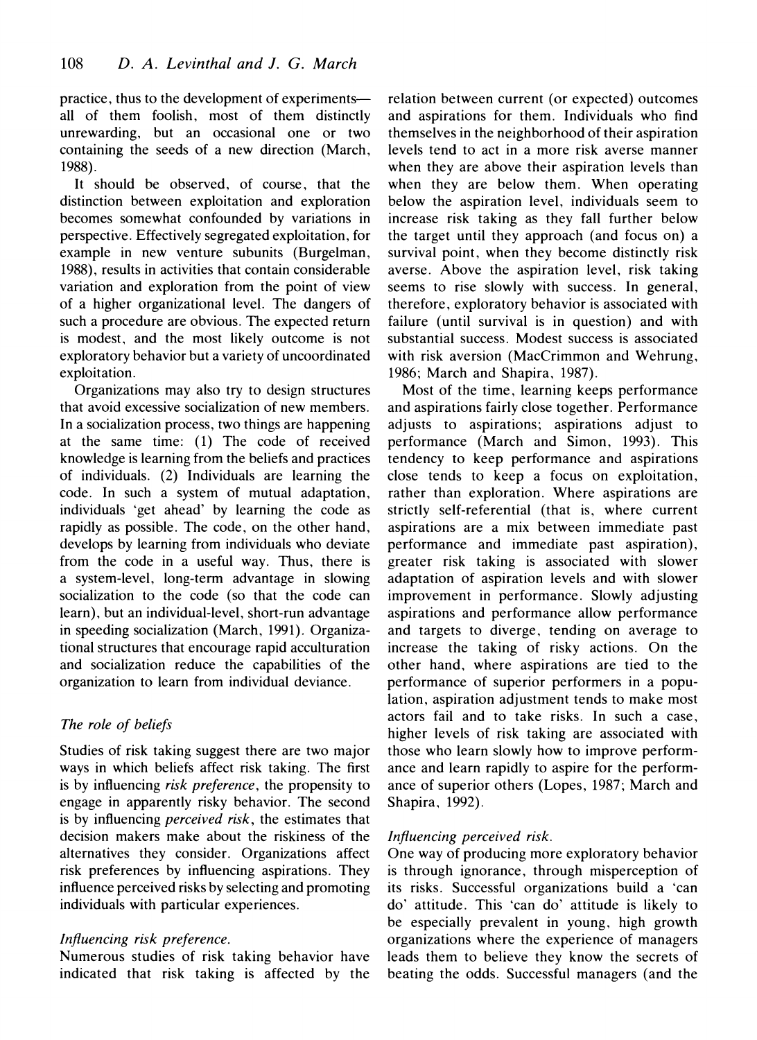practice, thus to the development of experiments—all of them foolish, most of them distinctly unrewarding, but an occasional one or two containing the seeds of a new direction (March, 1988).

It should be observed, of course, that the distinction between exploitation and exploration becomes somewhat confounded by variations in perspective. Effectively segregated exploitation, for example in new venture subunits (Burgelman, 1988), results in activities that contain considerable variation and exploration from the point of view of a higher organizational level. The dangers of such a procedure are obvious. The expected return is modest, and the most likely outcome is not exploratory behavior but a variety of uncoordinated exploitation.

Organizations may also try to design structures that avoid excessive socialization of new members. In a socialization process, two things are happening at the same time: (1) The code of received knowledge is learning from the beliefs and practices of individuals. (2) Individuals are learning the code. In such a system of mutual adaptation, individuals 'get ahead' by learning the code as rapidly as possible. The code, on the other hand, develops by learning from individuals who deviate from the code in a useful way. Thus, there is a system-level, long-term advantage in slowing socialization to the code (so that the code can learn), but an individual-level, short-run advantage in speeding socialization (March, 1991). Organizational structures that encourage rapid acculturation and socialization reduce the capabilities of the organization to learn from individual deviance.

### *The role of beliefs*

Studies of risk taking suggest there are two major ways in which beliefs affect risk taking. The first is by influencing *risk preference*, the propensity to engage in apparently risky behavior. The second is by influencing *perceived risk*, the estimates that decision makers make about the riskiness of the alternatives they consider. Organizations affect risk preferences by influencing aspirations. They influence perceived risks by selecting and promoting individuals with particular experiences.

#### *Influencing risk preference.*

Numerous studies of risk taking behavior have indicated that risk taking is affected by the relation between current (or expected) outcomes and aspirations for them. Individuals who find themselves in the neighborhood of their aspiration levels tend to act in a more risk averse manner when they are above their aspiration levels than when they are below them. When operating below the aspiration level, individuals seem to increase risk taking as they fall further below the target until they approach (and focus on) a survival point, when they become distinctly risk averse. Above the aspiration level, risk taking seems to rise slowly with success. In general, therefore, exploratory behavior is associated with failure (until survival is in question) and with substantial success. Modest success is associated with risk aversion (MacCrimmon and Wehrung, 1986; March and Shapira, 1987).

Most of the time, learning keeps performance and aspirations fairly close together. Performance adjusts to aspirations; aspirations adjust to performance (March and Simon, 1993). This tendency to keep performance and aspirations close tends to keep a focus on exploitation, rather than exploration. Where aspirations are strictly self-referential (that is, where current aspirations are a mix between immediate past performance and immediate past aspiration), greater risk taking is associated with slower adaptation of aspiration levels and with slower improvement in performance. Slowly adjusting aspirations and performance allow performance and targets to diverge, tending on average to increase the taking of risky actions. On the other hand, where aspirations are tied to the performance of superior performers in a population, aspiration adjustment tends to make most actors fail and to take risks. In such a case, higher levels of risk taking are associated with those who learn slowly how to improve performance and learn rapidly to aspire for the performance of superior others (Lopes, 1987; March and Shapira, 1992).

#### *Influencing perceived risk.*

One way of producing more exploratory behavior is through ignorance, through misperception of its risks. Successful organizations build a 'can do' attitude. This 'can do' attitude is likely to be especially prevalent in young, high growth organizations where the experience of managers leads them to believe they know the secrets of beating the odds. Successful managers (and the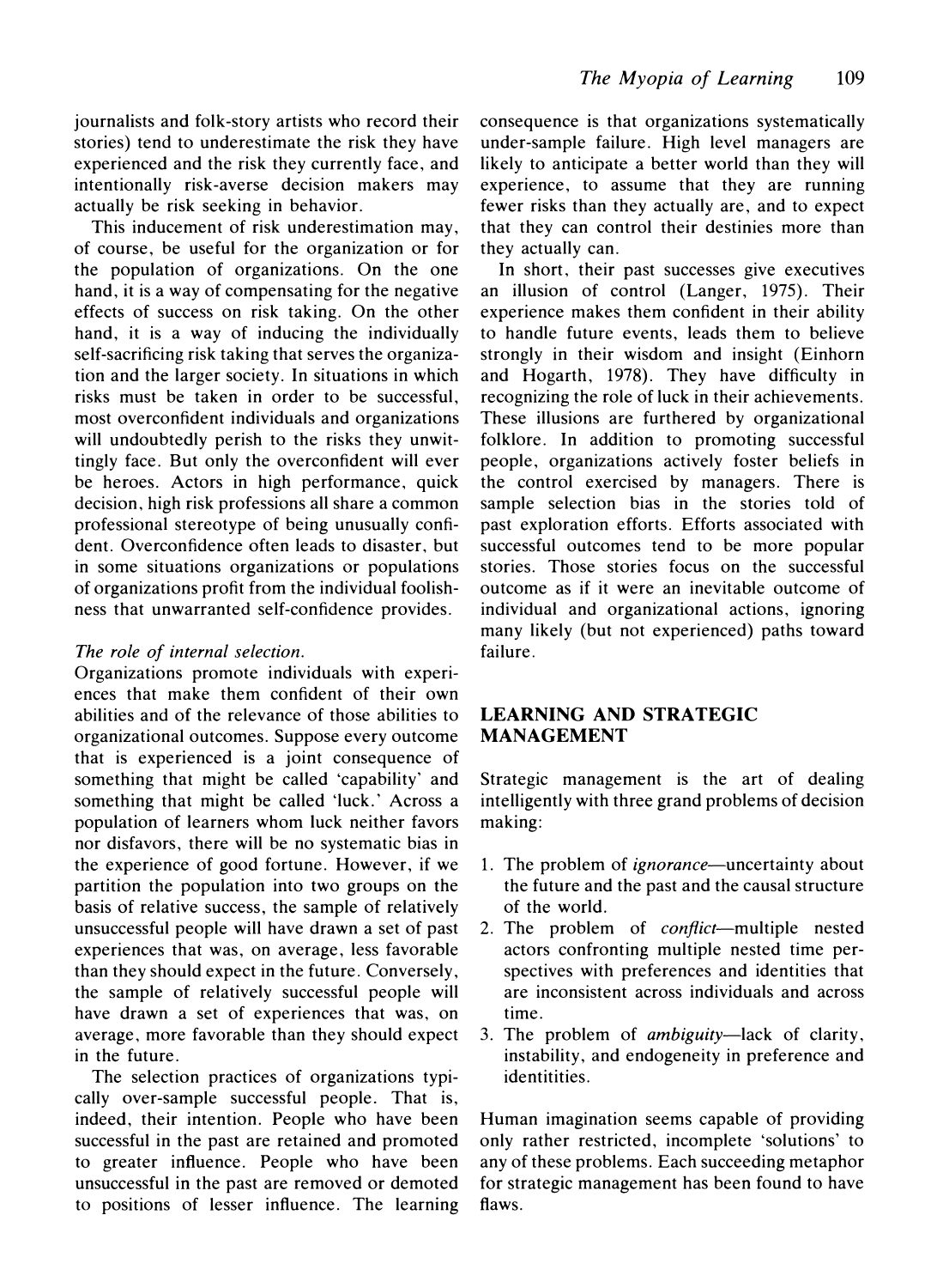journalists and folk-story artists who record their stories) tend to underestimate the risk they have experienced and the risk they currently face, and intentionally risk-averse decision makers may actually be risk seeking in behavior.

This inducement of risk underestimation may, of course, be useful for the organization or for the population of organizations. On the one hand, it is a way of compensating for the negative effects of success on risk taking. On the other hand, it is a way of inducing the individually self-sacrificing risk taking that serves the organization and the larger society. In situations in which risks must be taken in order to be successful, most overconfident individuals and organizations will undoubtedly perish to the risks they unwittingly face. But only the overconfident will ever be heroes. Actors in high performance, quick decision, high risk professions all share a common professional stereotype of being unusually confident. Overconfidence often leads to disaster, but in some situations organizations or populations of organizations profit from the individual foolishness that unwarranted self-confidence provides.

*The role of internal selection.*

Organizations promote individuals with experiences that make them confident of their own abilities and of the relevance of those abilities to organizational outcomes. Suppose every outcome that is experienced is a joint consequence of something that might be called 'capability' and something that might be called 'luck.' Across a population of learners whom luck neither favors nor disfavors, there will be no systematic bias in the experience of good fortune. However, if we partition the population into two groups on the basis of relative success, the sample of relatively unsuccessful people will have drawn a set of past experiences that was, on average, less favorable than they should expect in the future. Conversely, the sample of relatively successful people will have drawn a set of experiences that was, on average, more favorable than they should expect in the future.

The selection practices of organizations typically over-sample successful people. That is, indeed, their intention. People who have been successful in the past are retained and promoted to greater influence. People who have been unsuccessful in the past are removed or demoted to positions of lesser influence. The learning consequence is that organizations systematically under-sample failure. High level managers are likely to anticipate a better world than they will experience, to assume that they are running fewer risks than they actually are, and to expect that they can control their destinies more than they actually can.

In short, their past successes give executives an illusion of control (Langer, 1975). Their experience makes them confident in their ability to handle future events, leads them to believe strongly in their wisdom and insight (Einhorn and Hogarth, 1978). They have difficulty in recognizing the role of luck in their achievements. These illusions are furthered by organizational folklore. In addition to promoting successful people, organizations actively foster beliefs in the control exercised by managers. There is sample selection bias in the stories told of past exploration efforts. Efforts associated with successful outcomes tend to be more popular stories. Those stories focus on the successful outcome as if it were an inevitable outcome of individual and organizational actions, ignoring many likely (but not experienced) paths toward failure.

## LEARNING AND STRATEGIC MANAGEMENT

Strategic management is the art of dealing intelligently with three grand problems of decision making:

1. The problem of *ignorance*—uncertainty about the future and the past and the causal structure of the world.
2. The problem of *conflict*—multiple nested actors confronting multiple nested time perspectives with preferences and identities that are inconsistent across individuals and across time.
3. The problem of *ambiguity*—lack of clarity, instability, and endogeneity in preference and identitities.

Human imagination seems capable of providing only rather restricted, incomplete 'solutions' to any of these problems. Each succeeding metaphor for strategic management has been found to have flaws.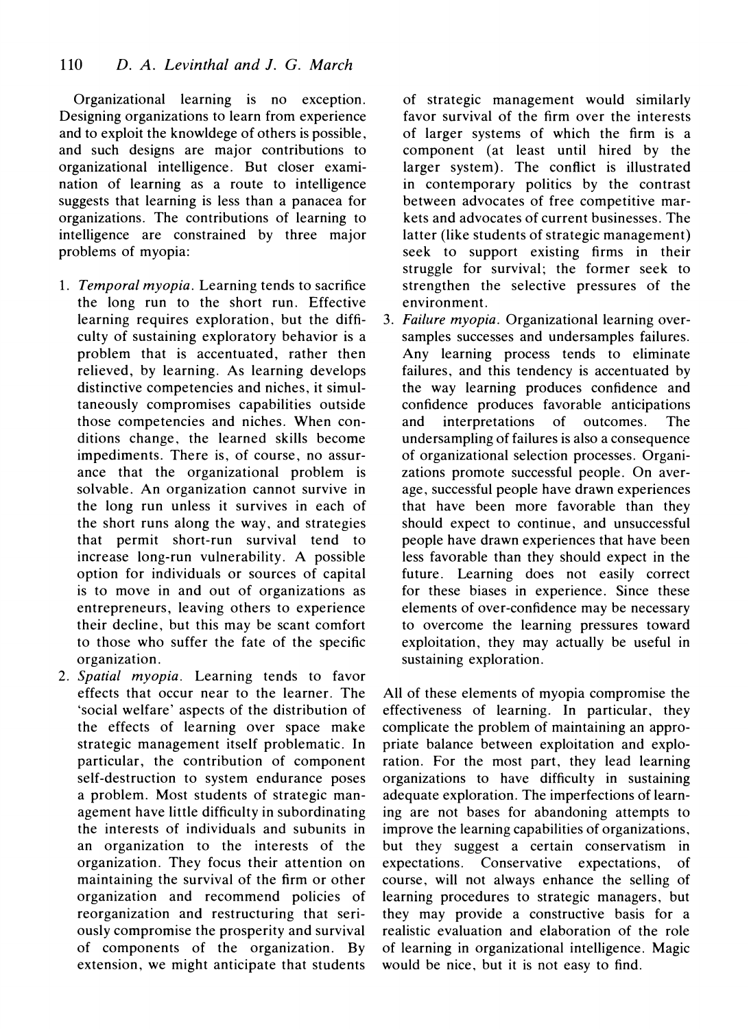Organizational learning is no exception. Designing organizations to learn from experience and to exploit the knowldege of others is possible, and such designs are major contributions to organizational intelligence. But closer examination of learning as a route to intelligence suggests that learning is less than a panacea for organizations. The contributions of learning to intelligence are constrained by three major problems of myopia:

1. *Temporal myopia*. Learning tends to sacrifice the long run to the short run. Effective learning requires exploration, but the difficulty of sustaining exploratory behavior is a problem that is accentuated, rather then relieved, by learning. As learning develops distinctive competencies and niches, it simultaneously compromises capabilities outside those competencies and niches. When conditions change, the learned skills become impediments. There is, of course, no assurance that the organizational problem is solvable. An organization cannot survive in the long run unless it survives in each of the short runs along the way, and strategies that permit short-run survival tend to increase long-run vulnerability. A possible option for individuals or sources of capital is to move in and out of organizations as entrepreneurs, leaving others to experience their decline, but this may be scant comfort to those who suffer the fate of the specific organization.
2. *Spatial myopia*. Learning tends to favor effects that occur near to the learner. The 'social welfare' aspects of the distribution of the effects of learning over space make strategic management itself problematic. In particular, the contribution of component self-destruction to system endurance poses a problem. Most students of strategic management have little difficulty in subordinating the interests of individuals and subunits in an organization to the interests of the organization. They focus their attention on maintaining the survival of the firm or other organization and recommend policies of reorganization and restructuring that seriously compromise the prosperity and survival of components of the organization. By extension, we might anticipate that students of strategic management would similarly favor survival of the firm over the interests of larger systems of which the firm is a component (at least until hired by the larger system). The conflict is illustrated in contemporary politics by the contrast between advocates of free competitive markets and advocates of current businesses. The latter (like students of strategic management) seek to support existing firms in their struggle for survival; the former seek to strengthen the selective pressures of the environment.
3. *Failure myopia*. Organizational learning oversamples successes and undersamples failures. Any learning process tends to eliminate failures, and this tendency is accentuated by the way learning produces confidence and confidence produces favorable anticipations and interpretations of outcomes. The undersampling of failures is also a consequence of organizational selection processes. Organizations promote successful people. On average, successful people have drawn experiences that have been more favorable than they should expect to continue, and unsuccessful people have drawn experiences that have been less favorable than they should expect in the future. Learning does not easily correct for these biases in experience. Since these elements of over-confidence may be necessary to overcome the learning pressures toward exploitation, they may actually be useful in sustaining exploration.

All of these elements of myopia compromise the effectiveness of learning. In particular, they complicate the problem of maintaining an appropriate balance between exploitation and exploration. For the most part, they lead learning organizations to have difficulty in sustaining adequate exploration. The imperfections of learning are not bases for abandoning attempts to improve the learning capabilities of organizations, but they suggest a certain conservatism in expectations. Conservative expectations, of course, will not always enhance the selling of learning procedures to strategic managers, but they may provide a constructive basis for a realistic evaluation and elaboration of the role of learning in organizational intelligence. Magic would be nice, but it is not easy to find.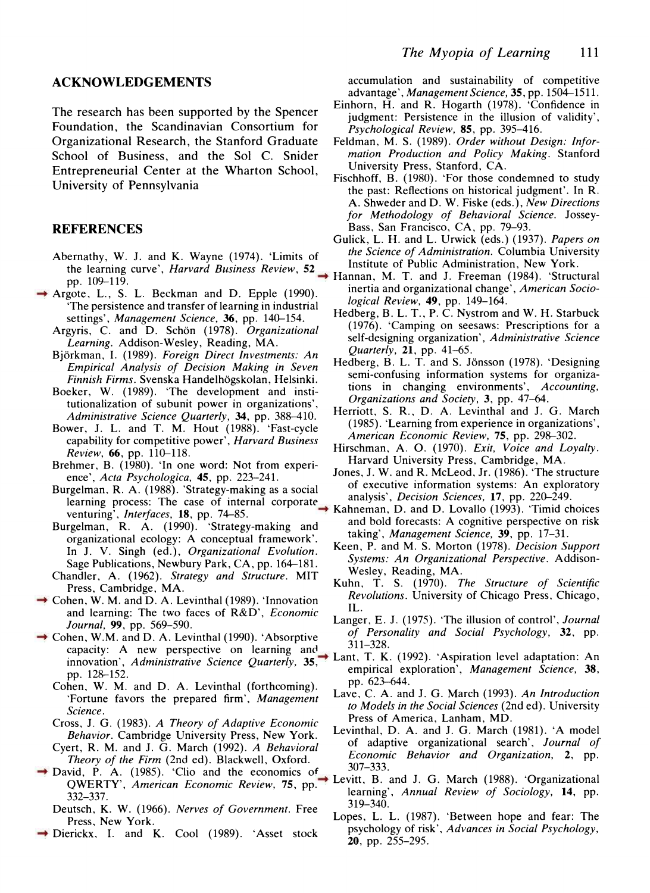## ACKNOWLEDGEMENTS

The research has been supported by the Spencer Foundation, the Scandinavian Consortium for Organizational Research, the Stanford Graduate School of Business, and the Sol C. Snider Entrepreneurial Center at the Wharton School, University of Pennsylvania

## REFERENCES

Abernathy, W. J. and K. Wayne (1974). 'Limits of the learning curve', *Harvard Business Review*, **52** pp. 109–119.

Argote, L., S. L. Beckman and D. Epple (1990). 'The persistence and transfer of learning in industrial settings', *Management Science*, **36**, pp. 140–154.

Argyris, C. and D. Schön (1978). *Organizational Learning*. Addison-Wesley, Reading, MA.

Björkman, I. (1989). *Foreign Direct Investments: An Empirical Analysis of Decision Making in Seven Finnish Firms*. Svenska Handelhögskolan, Helsinki.

Boeker, W. (1989). 'The development and institutionalization of subunit power in organizations', *Administrative Science Quarterly*, **34**, pp. 388–410.

Bower, J. L. and T. M. Hout (1988). 'Fast-cycle capability for competitive power', *Harvard Business Review*, **66**, pp. 110–118.

Brehmer, B. (1980). 'In one word: Not from experience', *Acta Psychologica*, **45**, pp. 223–241.

Burgelman, R. A. (1988). 'Strategy-making as a social learning process: The case of internal corporate venturing', *Interfaces*, **18**, pp. 74–85.

Burgelman, R. A. (1990). 'Strategy-making and organizational ecology: A conceptual framework'. In J. V. Singh (ed.), *Organizational Evolution*. Sage Publications, Newbury Park, CA, pp. 164–181.

Chandler, A. (1962). *Strategy and Structure*. MIT Press, Cambridge, MA.

Cohen, W. M. and D. A. Levinthal (1989). 'Innovation and learning: The two faces of R&D', *Economic Journal*, **99**, pp. 569–590.

Cohen, W.M. and D. A. Levinthal (1990). 'Absorptive capacity: A new perspective on learning and innovation', *Administrative Science Quarterly*, **35**, pp. 128–152.

Cohen, W. M. and D. A. Levinthal (forthcoming). 'Fortune favors the prepared firm', *Management Science*.

Cross, J. G. (1983). *A Theory of Adaptive Economic Behavior*. Cambridge University Press, New York.

Cyert, R. M. and J. G. March (1992). *A Behavioral Theory of the Firm* (2nd ed). Blackwell, Oxford.

David, P. A. (1985). 'Clio and the economics of QWERTY', *American Economic Review*, **75**, pp. 332–337.

Deutsch, K. W. (1966). *Nerves of Government*. Free Press, New York.

Dierickx, I. and K. Cool (1989). 'Asset stock accumulation and sustainability of competitive advantage', *Management Science*, **35**, pp. 1504–1511.

Einhorn, H. and R. Hogarth (1978). 'Confidence in judgment: Persistence in the illusion of validity', *Psychological Review*, **85**, pp. 395–416.

Feldman, M. S. (1989). *Order without Design: Information Production and Policy Making*. Stanford University Press, Stanford, CA.

Fischhoff, B. (1980). 'For those condemned to study the past: Reflections on historical judgment'. In R. A. Shweder and D. W. Fiske (eds.), *New Directions for Methodology of Behavioral Science*. Jossey-Bass, San Francisco, CA, pp. 79–93.

Gulick, L. H. and L. Urwick (eds.) (1937). *Papers on the Science of Administration*. Columbia University Institute of Public Administration, New York.

Hannan, M. T. and J. Freeman (1984). 'Structural inertia and organizational change', *American Sociological Review*, **49**, pp. 149–164.

Hedberg, B. L. T., P. C. Nystrom and W. H. Starbuck (1976). 'Camping on seesaws: Prescriptions for a self-designing organization', *Administrative Science Quarterly*, **21**, pp. 41–65.

Hedberg, B. L. T. and S. Jönsson (1978). 'Designing semi-confusing information systems for organizations in changing environments', *Accounting, Organizations and Society*, **3**, pp. 47–64.

Herriott, S. R., D. A. Levinthal and J. G. March (1985). 'Learning from experience in organizations', *American Economic Review*, **75**, pp. 298–302.

Hirschman, A. O. (1970). *Exit, Voice and Loyalty*. Harvard University Press, Cambridge, MA.

Jones, J. W. and R. McLeod, Jr. (1986). 'The structure of executive information systems: An exploratory analysis', *Decision Sciences*, **17**, pp. 220–249.

Kahneman, D. and D. Lovallo (1993). 'Timid choices and bold forecasts: A cognitive perspective on risk taking', *Management Science*, **39**, pp. 17–31.

Keen, P. and M. S. Morton (1978). *Decision Support Systems: An Organizational Perspective*. Addison-Wesley, Reading, MA.

Kuhn, T. S. (1970). *The Structure of Scientific Revolutions*. University of Chicago Press, Chicago, IL.

Langer, E. J. (1975). 'The illusion of control', *Journal of Personality and Social Psychology*, **32**, pp. 311–328.

Lant, T. K. (1992). 'Aspiration level adaptation: An empirical exploration', *Management Science*, **38**, pp. 623–644.

Lave, C. A. and J. G. March (1993). *An Introduction to Models in the Social Sciences* (2nd ed). University Press of America, Lanham, MD.

Levinthal, D. A. and J. G. March (1981). 'A model of adaptive organizational search', *Journal of Economic Behavior and Organization*, **2**, pp. 307–333.

Levitt, B. and J. G. March (1988). 'Organizational learning', *Annual Review of Sociology*, **14**, pp. 319–340.

Lopes, L. L. (1987). 'Between hope and fear: The psychology of risk', *Advances in Social Psychology*, **20**, pp. 255–295.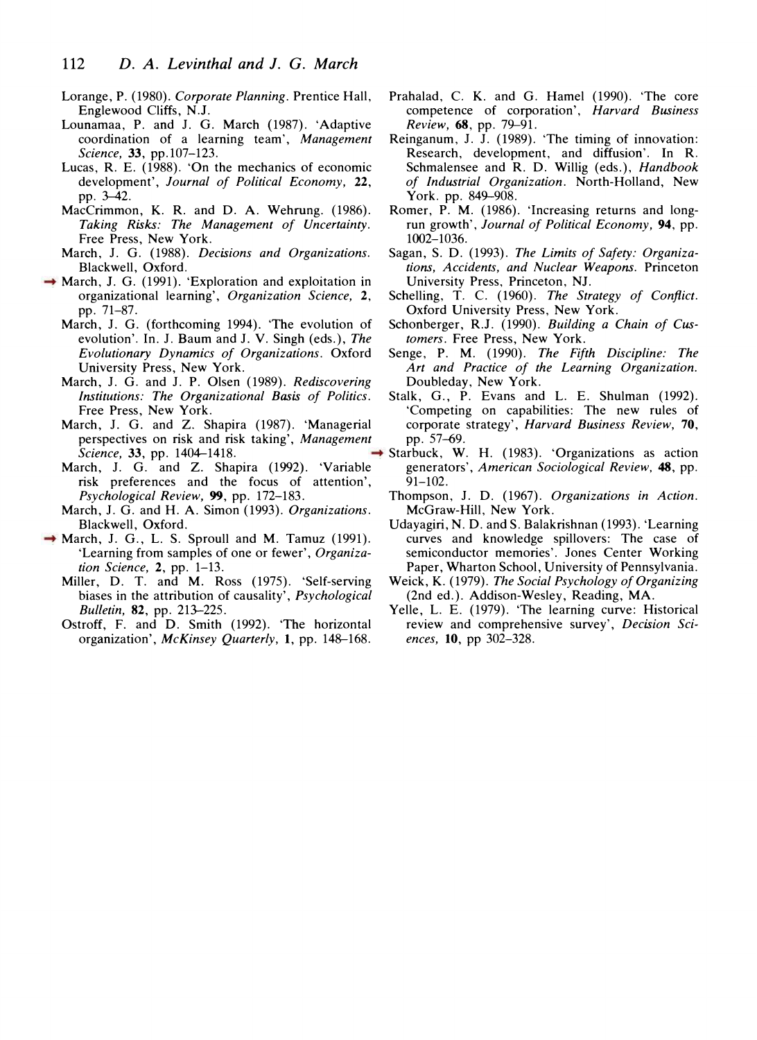Lorange, P. (1980). *Corporate Planning*. Prentice Hall, Englewood Cliffs, N.J.

Lounamaa, P. and J. G. March (1987). 'Adaptive coordination of a learning team', *Management Science*, **33**, pp.107–123.

Lucas, R. E. (1988). 'On the mechanics of economic development', *Journal of Political Economy*, **22**, pp. 3–42.

MacCrimmon, K. R. and D. A. Wehrung. (1986). *Taking Risks: The Management of Uncertainty*. Free Press, New York.

March, J. G. (1988). *Decisions and Organizations*. Blackwell, Oxford.

March, J. G. (1991). 'Exploration and exploitation in organizational learning', *Organization Science*, **2**, pp. 71–87.

March, J. G. (forthcoming 1994). 'The evolution of evolution'. In. J. Baum and J. V. Singh (eds.), *The Evolutionary Dynamics of Organizations*. Oxford University Press, New York.

March, J. G. and J. P. Olsen (1989). *Rediscovering Institutions: The Organizational Basis of Politics*. Free Press, New York.

March, J. G. and Z. Shapira (1987). 'Managerial perspectives on risk and risk taking', *Management Science*, **33**, pp. 1404–1418.

March, J. G. and Z. Shapira (1992). 'Variable risk preferences and the focus of attention', *Psychological Review*, **99**, pp. 172–183.

March, J. G. and H. A. Simon (1993). *Organizations*. Blackwell, Oxford.

March, J. G., L. S. Sproull and M. Tamuz (1991). 'Learning from samples of one or fewer', *Organization Science*, **2**, pp. 1–13.

Miller, D. T. and M. Ross (1975). 'Self-serving biases in the attribution of causality', *Psychological Bulletin*, **82**, pp. 213–225.

Ostroff, F. and D. Smith (1992). 'The horizontal organization', *McKinsey Quarterly*, **1**, pp. 148–168.

Prahalad, C. K. and G. Hamel (1990). 'The core competence of corporation', *Harvard Business Review*, **68**, pp. 79–91.

Reinganum, J. J. (1989). 'The timing of innovation: Research, development, and diffusion'. In R. Schmalensee and R. D. Willig (eds.), *Handbook of Industrial Organization*. North-Holland, New York. pp. 849–908.

Romer, P. M. (1986). 'Increasing returns and long-run growth', *Journal of Political Economy*, **94**, pp. 1002–1036.

Sagan, S. D. (1993). *The Limits of Safety: Organizations, Accidents, and Nuclear Weapons*. Princeton University Press, Princeton, NJ.

Schelling, T. C. (1960). *The Strategy of Conflict*. Oxford University Press, New York.

Schonberger, R.J. (1990). *Building a Chain of Customers*. Free Press, New York.

Senge, P. M. (1990). *The Fifth Discipline: The Art and Practice of the Learning Organization*. Doubleday, New York.

Stalk, G., P. Evans and L. E. Shulman (1992). 'Competing on capabilities: The new rules of corporate strategy', *Harvard Business Review*, **70**, pp. 57–69.

Starbuck, W. H. (1983). 'Organizations as action generators', *American Sociological Review*, **48**, pp. 91–102.

Thompson, J. D. (1967). *Organizations in Action*. McGraw-Hill, New York.

Udayagiri, N. D. and S. Balakrishnan (1993). 'Learning curves and knowledge spillovers: The case of semiconductor memories'. Jones Center Working Paper, Wharton School, University of Pennsylvania.

Weick, K. (1979). *The Social Psychology of Organizing* (2nd ed.). Addison-Wesley, Reading, MA.

Yelle, L. E. (1979). 'The learning curve: Historical review and comprehensive survey', *Decision Sciences*, **10**, pp 302–328.